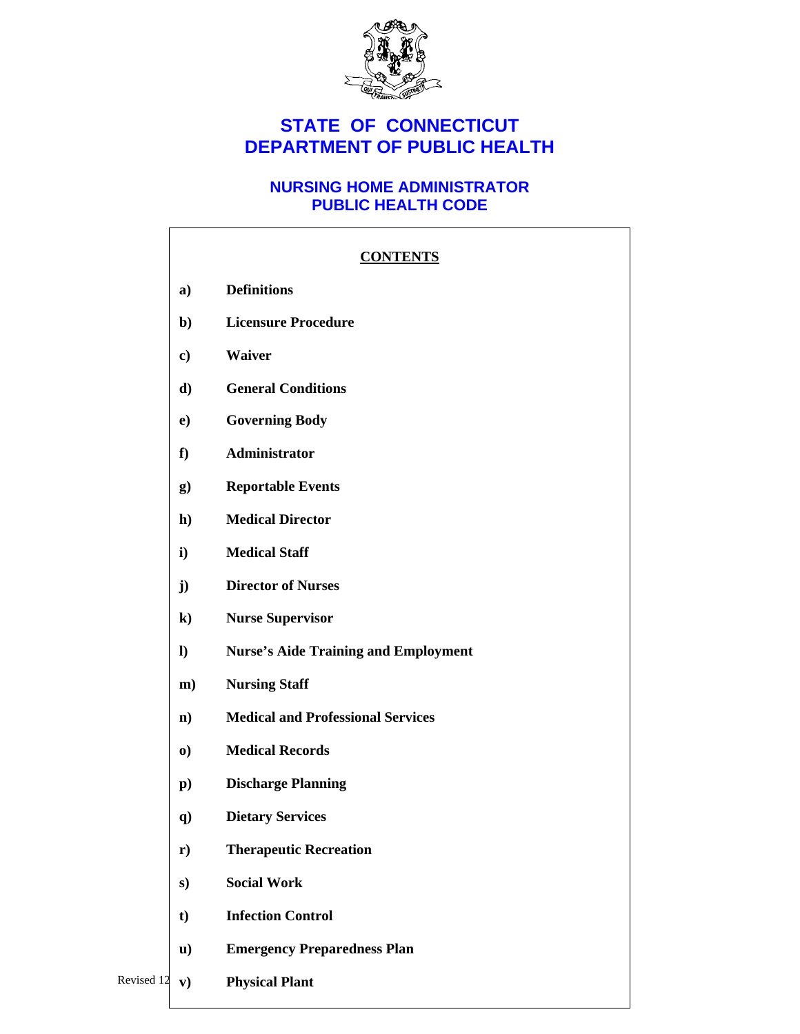# STATE OF CONNECTICUT
# DEPARTMENT OF PUBLIC HEALTH

## NURSING HOME ADMINISTRATOR
## PUBLIC HEALTH CODE

**CONTENTS**

- **a) Definitions**
- **b) Licensure Procedure**
- **c) Waiver**
- **d) General Conditions**
- **e) Governing Body**
- **f) Administrator**
- **g) Reportable Events**
- **h) Medical Director**
- **i) Medical Staff**
- **j) Director of Nurses**
- **k) Nurse Supervisor**
- **l) Nurse's Aide Training and Employment**
- **m) Nursing Staff**
- **n) Medical and Professional Services**
- **o) Medical Records**
- **p) Discharge Planning**
- **q) Dietary Services**
- **r) Therapeutic Recreation**
- **s) Social Work**
- **t) Infection Control**
- **u) Emergency Preparedness Plan**
- **v) Physical Plant**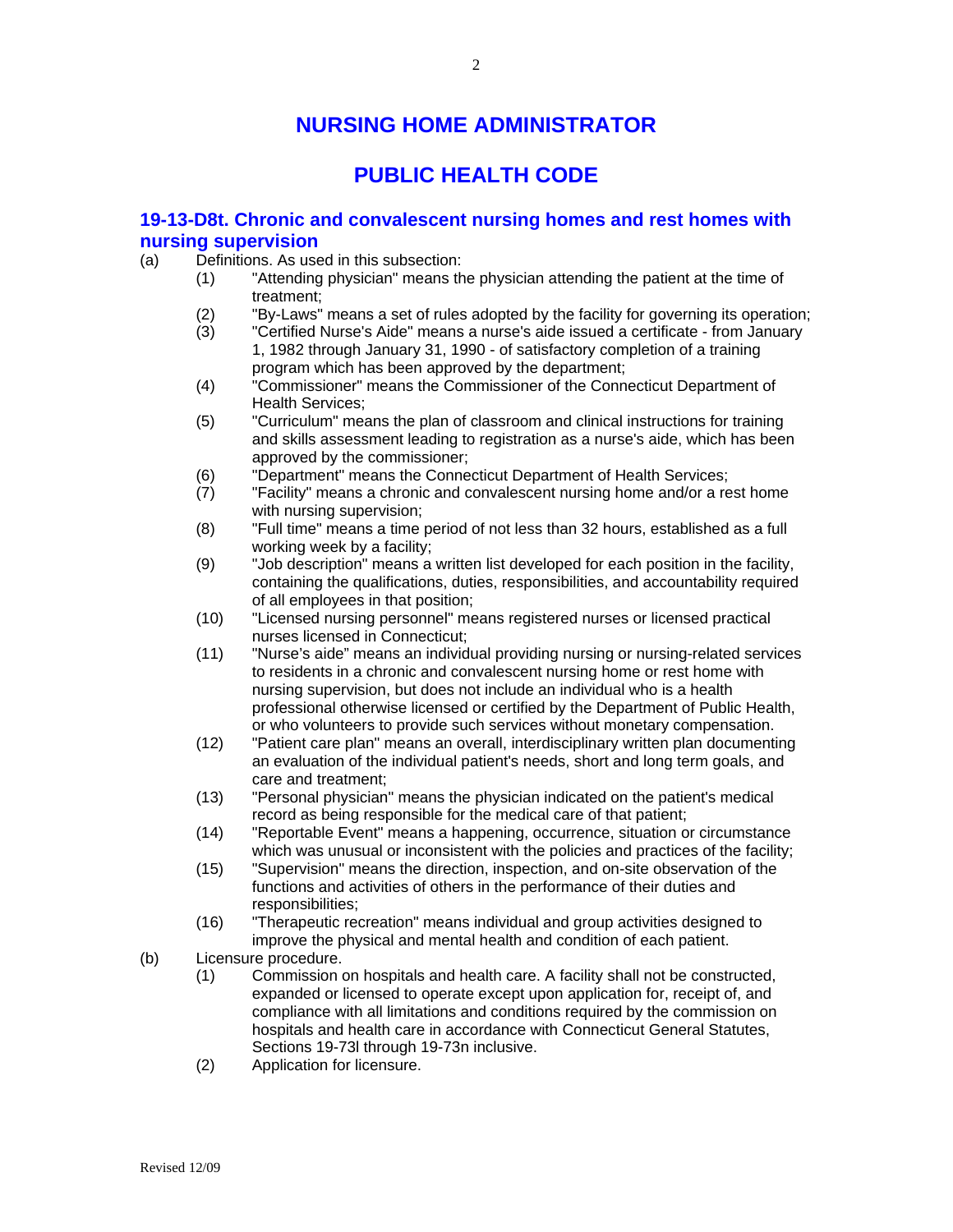# NURSING HOME ADMINISTRATOR

# PUBLIC HEALTH CODE

## 19-13-D8t. Chronic and convalescent nursing homes and rest homes with nursing supervision

(a) Definitions. As used in this subsection:

(1) "Attending physician" means the physician attending the patient at the time of treatment;

(2) "By-Laws" means a set of rules adopted by the facility for governing its operation;

(3) "Certified Nurse's Aide" means a nurse's aide issued a certificate - from January 1, 1982 through January 31, 1990 - of satisfactory completion of a training program which has been approved by the department;

(4) "Commissioner" means the Commissioner of the Connecticut Department of Health Services;

(5) "Curriculum" means the plan of classroom and clinical instructions for training and skills assessment leading to registration as a nurse's aide, which has been approved by the commissioner;

(6) "Department" means the Connecticut Department of Health Services;

(7) "Facility" means a chronic and convalescent nursing home and/or a rest home with nursing supervision;

(8) "Full time" means a time period of not less than 32 hours, established as a full working week by a facility;

(9) "Job description" means a written list developed for each position in the facility, containing the qualifications, duties, responsibilities, and accountability required of all employees in that position;

(10) "Licensed nursing personnel" means registered nurses or licensed practical nurses licensed in Connecticut;

(11) "Nurse's aide" means an individual providing nursing or nursing-related services to residents in a chronic and convalescent nursing home or rest home with nursing supervision, but does not include an individual who is a health professional otherwise licensed or certified by the Department of Public Health, or who volunteers to provide such services without monetary compensation.

(12) "Patient care plan" means an overall, interdisciplinary written plan documenting an evaluation of the individual patient's needs, short and long term goals, and care and treatment;

(13) "Personal physician" means the physician indicated on the patient's medical record as being responsible for the medical care of that patient;

(14) "Reportable Event" means a happening, occurrence, situation or circumstance which was unusual or inconsistent with the policies and practices of the facility;

(15) "Supervision" means the direction, inspection, and on-site observation of the functions and activities of others in the performance of their duties and responsibilities;

(16) "Therapeutic recreation" means individual and group activities designed to improve the physical and mental health and condition of each patient.

(b) Licensure procedure.

(1) Commission on hospitals and health care. A facility shall not be constructed, expanded or licensed to operate except upon application for, receipt of, and compliance with all limitations and conditions required by the commission on hospitals and health care in accordance with Connecticut General Statutes, Sections 19-73l through 19-73n inclusive.

(2) Application for licensure.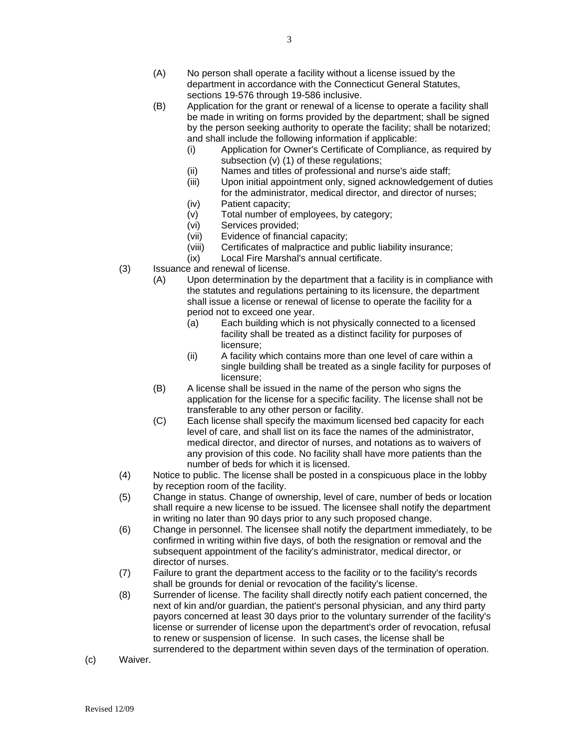(A) No person shall operate a facility without a license issued by the department in accordance with the Connecticut General Statutes, sections 19-576 through 19-586 inclusive.

(B) Application for the grant or renewal of a license to operate a facility shall be made in writing on forms provided by the department; shall be signed by the person seeking authority to operate the facility; shall be notarized; and shall include the following information if applicable:

(i) Application for Owner's Certificate of Compliance, as required by subsection (v) (1) of these regulations;

(ii) Names and titles of professional and nurse's aide staff;

(iii) Upon initial appointment only, signed acknowledgement of duties for the administrator, medical director, and director of nurses;

(iv) Patient capacity;

(v) Total number of employees, by category;

(vi) Services provided;

(vii) Evidence of financial capacity;

(viii) Certificates of malpractice and public liability insurance;

(ix) Local Fire Marshal's annual certificate.

(3) Issuance and renewal of license.

(A) Upon determination by the department that a facility is in compliance with the statutes and regulations pertaining to its licensure, the department shall issue a license or renewal of license to operate the facility for a period not to exceed one year.

(a) Each building which is not physically connected to a licensed facility shall be treated as a distinct facility for purposes of licensure;

(ii) A facility which contains more than one level of care within a single building shall be treated as a single facility for purposes of licensure;

(B) A license shall be issued in the name of the person who signs the application for the license for a specific facility. The license shall not be transferable to any other person or facility.

(C) Each license shall specify the maximum licensed bed capacity for each level of care, and shall list on its face the names of the administrator, medical director, and director of nurses, and notations as to waivers of any provision of this code. No facility shall have more patients than the number of beds for which it is licensed.

(4) Notice to public. The license shall be posted in a conspicuous place in the lobby by reception room of the facility.

(5) Change in status. Change of ownership, level of care, number of beds or location shall require a new license to be issued. The licensee shall notify the department in writing no later than 90 days prior to any such proposed change.

(6) Change in personnel. The licensee shall notify the department immediately, to be confirmed in writing within five days, of both the resignation or removal and the subsequent appointment of the facility's administrator, medical director, or director of nurses.

(7) Failure to grant the department access to the facility or to the facility's records shall be grounds for denial or revocation of the facility's license.

(8) Surrender of license. The facility shall directly notify each patient concerned, the next of kin and/or guardian, the patient's personal physician, and any third party payors concerned at least 30 days prior to the voluntary surrender of the facility's license or surrender of license upon the department's order of revocation, refusal to renew or suspension of license. In such cases, the license shall be surrendered to the department within seven days of the termination of operation.

(c) Waiver.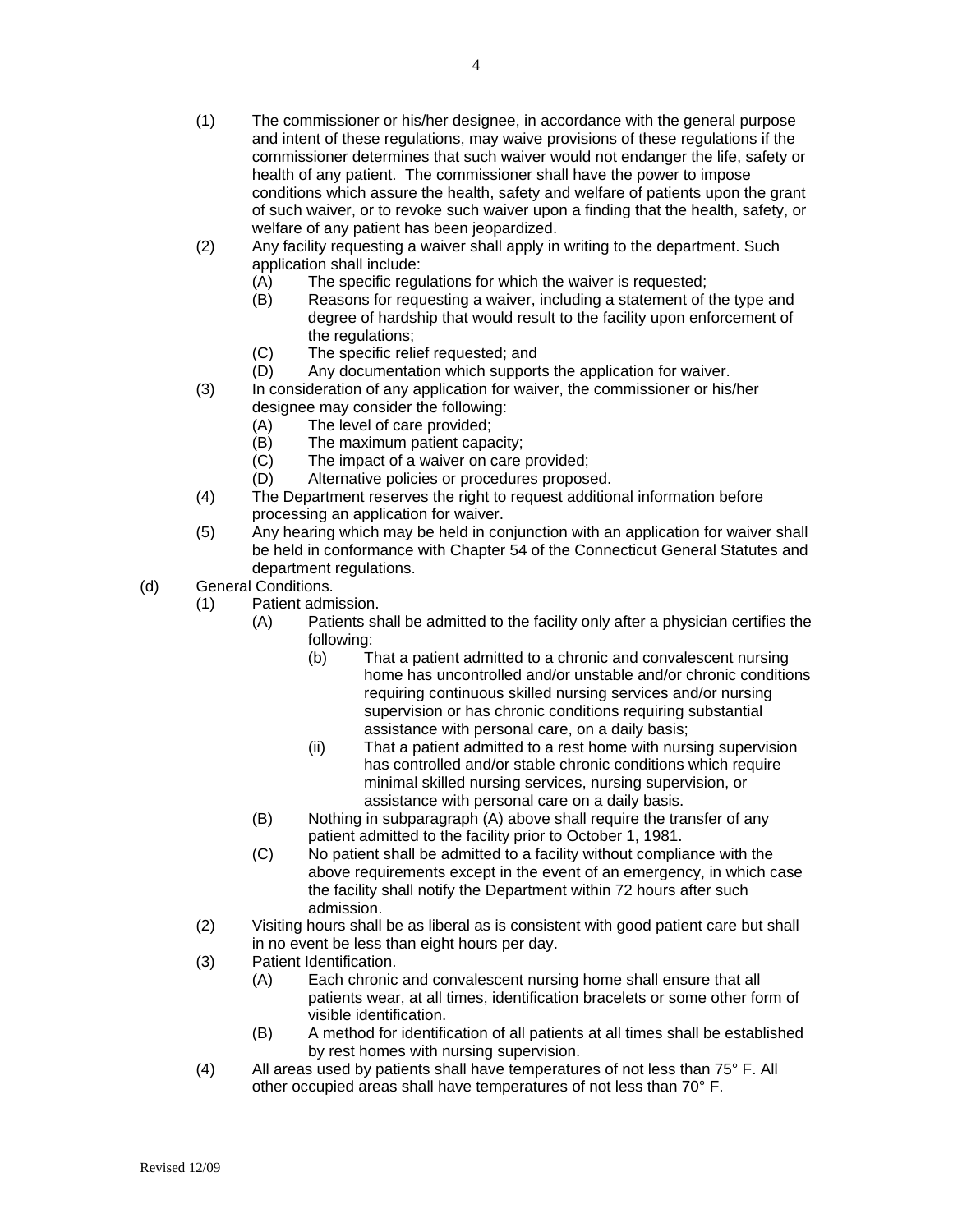(1) The commissioner or his/her designee, in accordance with the general purpose and intent of these regulations, may waive provisions of these regulations if the commissioner determines that such waiver would not endanger the life, safety or health of any patient. The commissioner shall have the power to impose conditions which assure the health, safety and welfare of patients upon the grant of such waiver, or to revoke such waiver upon a finding that the health, safety, or welfare of any patient has been jeopardized.

(2) Any facility requesting a waiver shall apply in writing to the department. Such application shall include:
   - (A) The specific regulations for which the waiver is requested;
   - (B) Reasons for requesting a waiver, including a statement of the type and degree of hardship that would result to the facility upon enforcement of the regulations;
   - (C) The specific relief requested; and
   - (D) Any documentation which supports the application for waiver.

(3) In consideration of any application for waiver, the commissioner or his/her designee may consider the following:
   - (A) The level of care provided;
   - (B) The maximum patient capacity;
   - (C) The impact of a waiver on care provided;
   - (D) Alternative policies or procedures proposed.

(4) The Department reserves the right to request additional information before processing an application for waiver.

(5) Any hearing which may be held in conjunction with an application for waiver shall be held in conformance with Chapter 54 of the Connecticut General Statutes and department regulations.

(d) General Conditions.

(1) Patient admission.
   - (A) Patients shall be admitted to the facility only after a physician certifies the following:
     - (b) That a patient admitted to a chronic and convalescent nursing home has uncontrolled and/or unstable and/or chronic conditions requiring continuous skilled nursing services and/or nursing supervision or has chronic conditions requiring substantial assistance with personal care, on a daily basis;
     - (ii) That a patient admitted to a rest home with nursing supervision has controlled and/or stable chronic conditions which require minimal skilled nursing services, nursing supervision, or assistance with personal care on a daily basis.
   - (B) Nothing in subparagraph (A) above shall require the transfer of any patient admitted to the facility prior to October 1, 1981.
   - (C) No patient shall be admitted to a facility without compliance with the above requirements except in the event of an emergency, in which case the facility shall notify the Department within 72 hours after such admission.

(2) Visiting hours shall be as liberal as is consistent with good patient care but shall in no event be less than eight hours per day.

(3) Patient Identification.
   - (A) Each chronic and convalescent nursing home shall ensure that all patients wear, at all times, identification bracelets or some other form of visible identification.
   - (B) A method for identification of all patients at all times shall be established by rest homes with nursing supervision.

(4) All areas used by patients shall have temperatures of not less than 75° F. All other occupied areas shall have temperatures of not less than 70° F.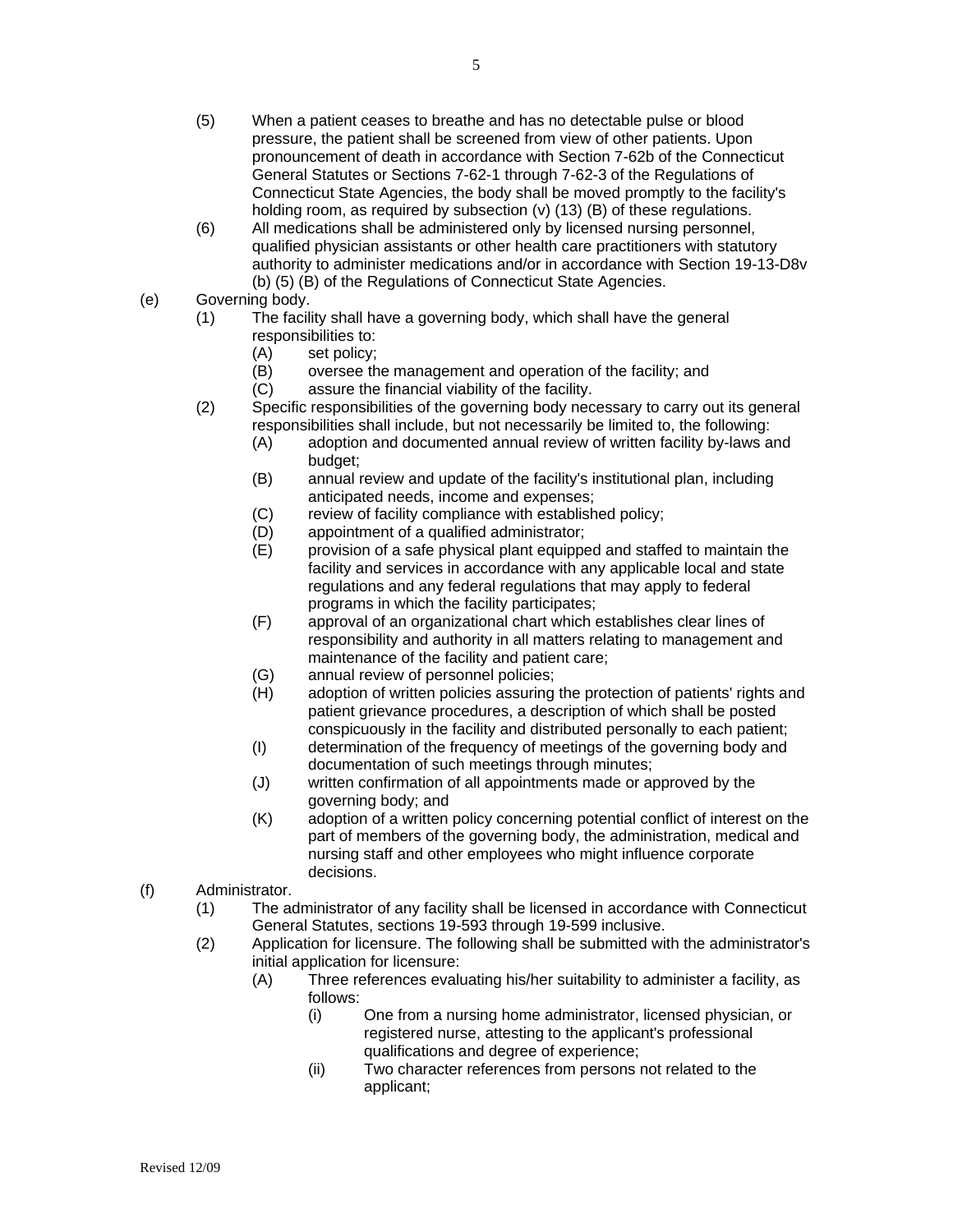(5) When a patient ceases to breathe and has no detectable pulse or blood pressure, the patient shall be screened from view of other patients. Upon pronouncement of death in accordance with Section 7-62b of the Connecticut General Statutes or Sections 7-62-1 through 7-62-3 of the Regulations of Connecticut State Agencies, the body shall be moved promptly to the facility's holding room, as required by subsection (v) (13) (B) of these regulations.

(6) All medications shall be administered only by licensed nursing personnel, qualified physician assistants or other health care practitioners with statutory authority to administer medications and/or in accordance with Section 19-13-D8v (b) (5) (B) of the Regulations of Connecticut State Agencies.

(e) Governing body.

(1) The facility shall have a governing body, which shall have the general responsibilities to:

(A) set policy;

(B) oversee the management and operation of the facility; and

(C) assure the financial viability of the facility.

(2) Specific responsibilities of the governing body necessary to carry out its general responsibilities shall include, but not necessarily be limited to, the following:

(A) adoption and documented annual review of written facility by-laws and budget;

(B) annual review and update of the facility's institutional plan, including anticipated needs, income and expenses;

(C) review of facility compliance with established policy;

(D) appointment of a qualified administrator;

(E) provision of a safe physical plant equipped and staffed to maintain the facility and services in accordance with any applicable local and state regulations and any federal regulations that may apply to federal programs in which the facility participates;

(F) approval of an organizational chart which establishes clear lines of responsibility and authority in all matters relating to management and maintenance of the facility and patient care;

(G) annual review of personnel policies;

(H) adoption of written policies assuring the protection of patients' rights and patient grievance procedures, a description of which shall be posted conspicuously in the facility and distributed personally to each patient;

(I) determination of the frequency of meetings of the governing body and documentation of such meetings through minutes;

(J) written confirmation of all appointments made or approved by the governing body; and

(K) adoption of a written policy concerning potential conflict of interest on the part of members of the governing body, the administration, medical and nursing staff and other employees who might influence corporate decisions.

(f) Administrator.

(1) The administrator of any facility shall be licensed in accordance with Connecticut General Statutes, sections 19-593 through 19-599 inclusive.

(2) Application for licensure. The following shall be submitted with the administrator's initial application for licensure:

(A) Three references evaluating his/her suitability to administer a facility, as follows:

(i) One from a nursing home administrator, licensed physician, or registered nurse, attesting to the applicant's professional qualifications and degree of experience;

(ii) Two character references from persons not related to the applicant;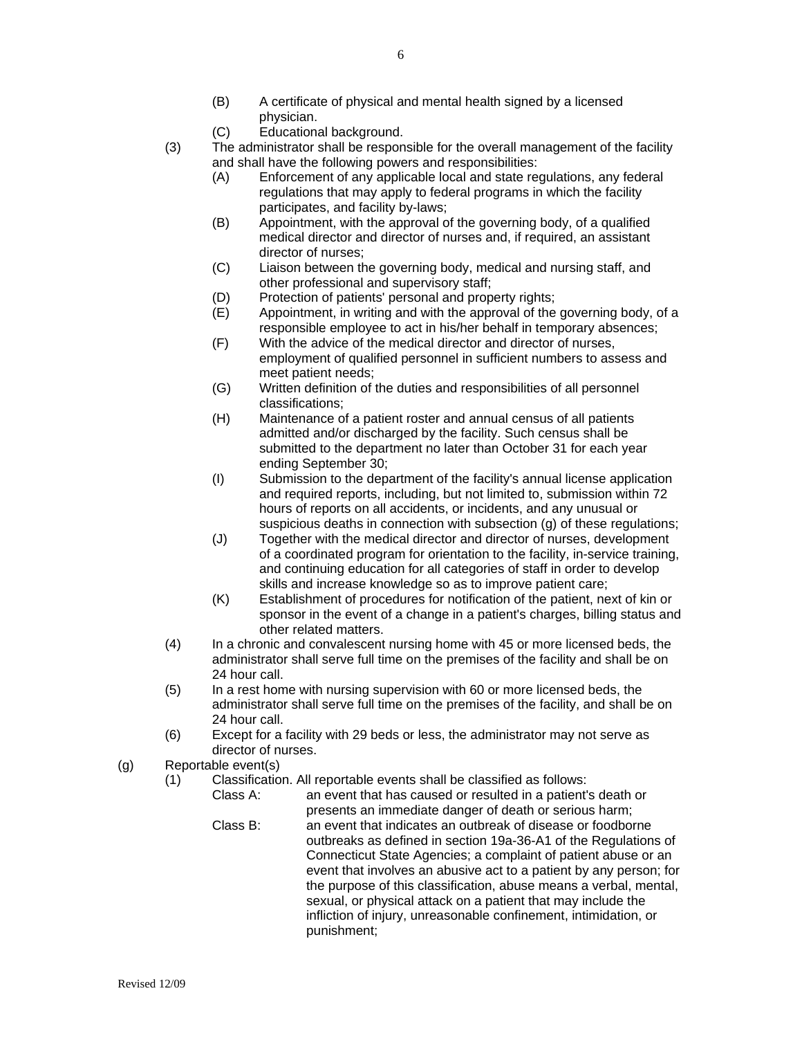(B) A certificate of physical and mental health signed by a licensed physician.

(C) Educational background.

(3) The administrator shall be responsible for the overall management of the facility and shall have the following powers and responsibilities:

(A) Enforcement of any applicable local and state regulations, any federal regulations that may apply to federal programs in which the facility participates, and facility by-laws;

(B) Appointment, with the approval of the governing body, of a qualified medical director and director of nurses and, if required, an assistant director of nurses;

(C) Liaison between the governing body, medical and nursing staff, and other professional and supervisory staff;

(D) Protection of patients' personal and property rights;

(E) Appointment, in writing and with the approval of the governing body, of a responsible employee to act in his/her behalf in temporary absences;

(F) With the advice of the medical director and director of nurses, employment of qualified personnel in sufficient numbers to assess and meet patient needs;

(G) Written definition of the duties and responsibilities of all personnel classifications;

(H) Maintenance of a patient roster and annual census of all patients admitted and/or discharged by the facility. Such census shall be submitted to the department no later than October 31 for each year ending September 30;

(I) Submission to the department of the facility's annual license application and required reports, including, but not limited to, submission within 72 hours of reports on all accidents, or incidents, and any unusual or suspicious deaths in connection with subsection (g) of these regulations;

(J) Together with the medical director and director of nurses, development of a coordinated program for orientation to the facility, in-service training, and continuing education for all categories of staff in order to develop skills and increase knowledge so as to improve patient care;

(K) Establishment of procedures for notification of the patient, next of kin or sponsor in the event of a change in a patient's charges, billing status and other related matters.

(4) In a chronic and convalescent nursing home with 45 or more licensed beds, the administrator shall serve full time on the premises of the facility and shall be on 24 hour call.

(5) In a rest home with nursing supervision with 60 or more licensed beds, the administrator shall serve full time on the premises of the facility, and shall be on 24 hour call.

(6) Except for a facility with 29 beds or less, the administrator may not serve as director of nurses.

(g) Reportable event(s)

(1) Classification. All reportable events shall be classified as follows:

Class A: an event that has caused or resulted in a patient's death or presents an immediate danger of death or serious harm;

Class B: an event that indicates an outbreak of disease or foodborne outbreaks as defined in section 19a-36-A1 of the Regulations of Connecticut State Agencies; a complaint of patient abuse or an event that involves an abusive act to a patient by any person; for the purpose of this classification, abuse means a verbal, mental, sexual, or physical attack on a patient that may include the infliction of injury, unreasonable confinement, intimidation, or punishment;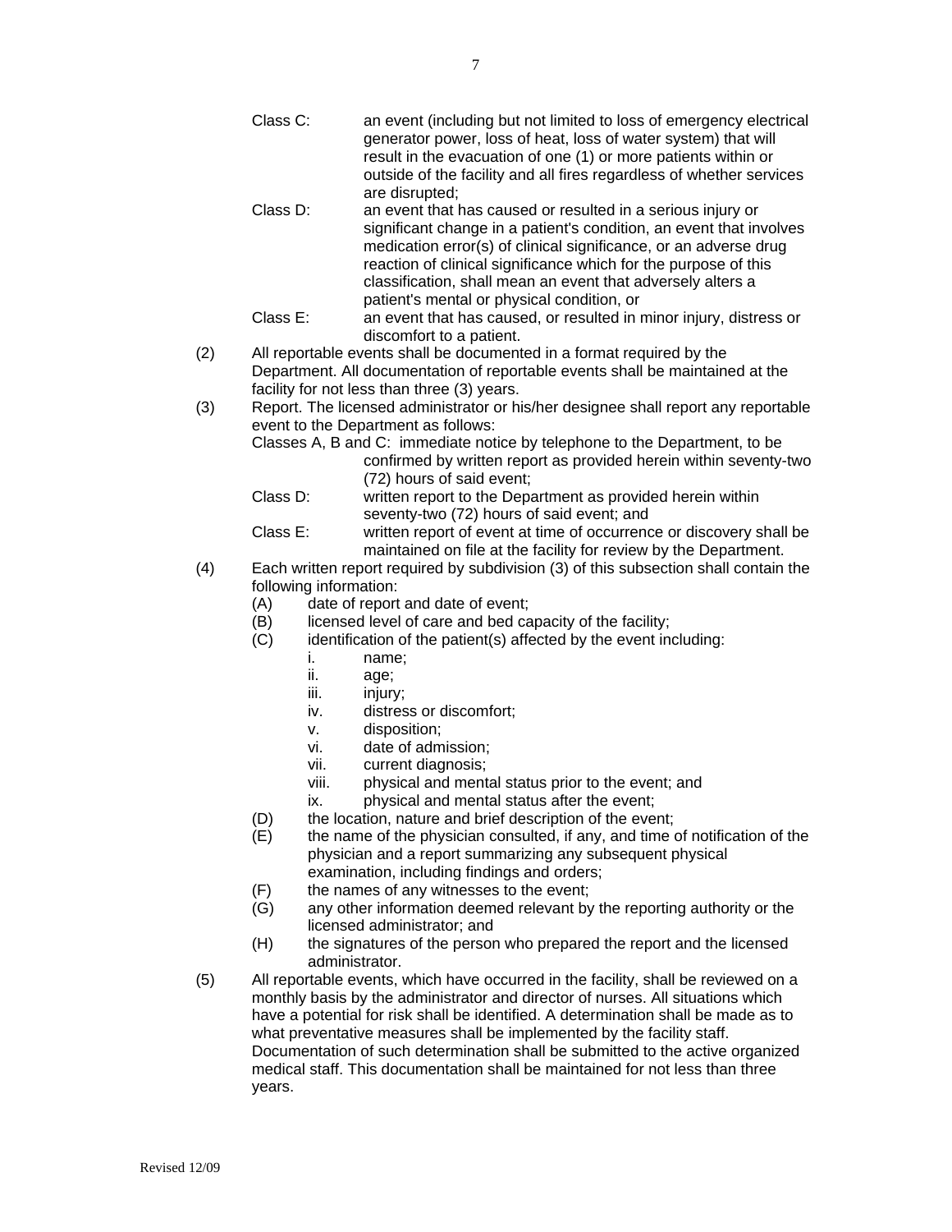Class C: an event (including but not limited to loss of emergency electrical generator power, loss of heat, loss of water system) that will result in the evacuation of one (1) or more patients within or outside of the facility and all fires regardless of whether services are disrupted;

Class D: an event that has caused or resulted in a serious injury or significant change in a patient's condition, an event that involves medication error(s) of clinical significance, or an adverse drug reaction of clinical significance which for the purpose of this classification, shall mean an event that adversely alters a patient's mental or physical condition, or

Class E: an event that has caused, or resulted in minor injury, distress or discomfort to a patient.

(2) All reportable events shall be documented in a format required by the Department. All documentation of reportable events shall be maintained at the facility for not less than three (3) years.

(3) Report. The licensed administrator or his/her designee shall report any reportable event to the Department as follows:

Classes A, B and C: immediate notice by telephone to the Department, to be confirmed by written report as provided herein within seventy-two (72) hours of said event;

Class D: written report to the Department as provided herein within seventy-two (72) hours of said event; and

Class E: written report of event at time of occurrence or discovery shall be maintained on file at the facility for review by the Department.

(4) Each written report required by subdivision (3) of this subsection shall contain the following information:

- (A) date of report and date of event;
- (B) licensed level of care and bed capacity of the facility;
- (C) identification of the patient(s) affected by the event including:
  - i. name;
  - ii. age;
  - iii. injury;
  - iv. distress or discomfort;
  - v. disposition;
  - vi. date of admission;
  - vii. current diagnosis;
  - viii. physical and mental status prior to the event; and
  - ix. physical and mental status after the event;
- (D) the location, nature and brief description of the event;
- (E) the name of the physician consulted, if any, and time of notification of the physician and a report summarizing any subsequent physical examination, including findings and orders;
- (F) the names of any witnesses to the event;
- (G) any other information deemed relevant by the reporting authority or the licensed administrator; and
- (H) the signatures of the person who prepared the report and the licensed administrator.

(5) All reportable events, which have occurred in the facility, shall be reviewed on a monthly basis by the administrator and director of nurses. All situations which have a potential for risk shall be identified. A determination shall be made as to what preventative measures shall be implemented by the facility staff. Documentation of such determination shall be submitted to the active organized medical staff. This documentation shall be maintained for not less than three years.

Revised 12/09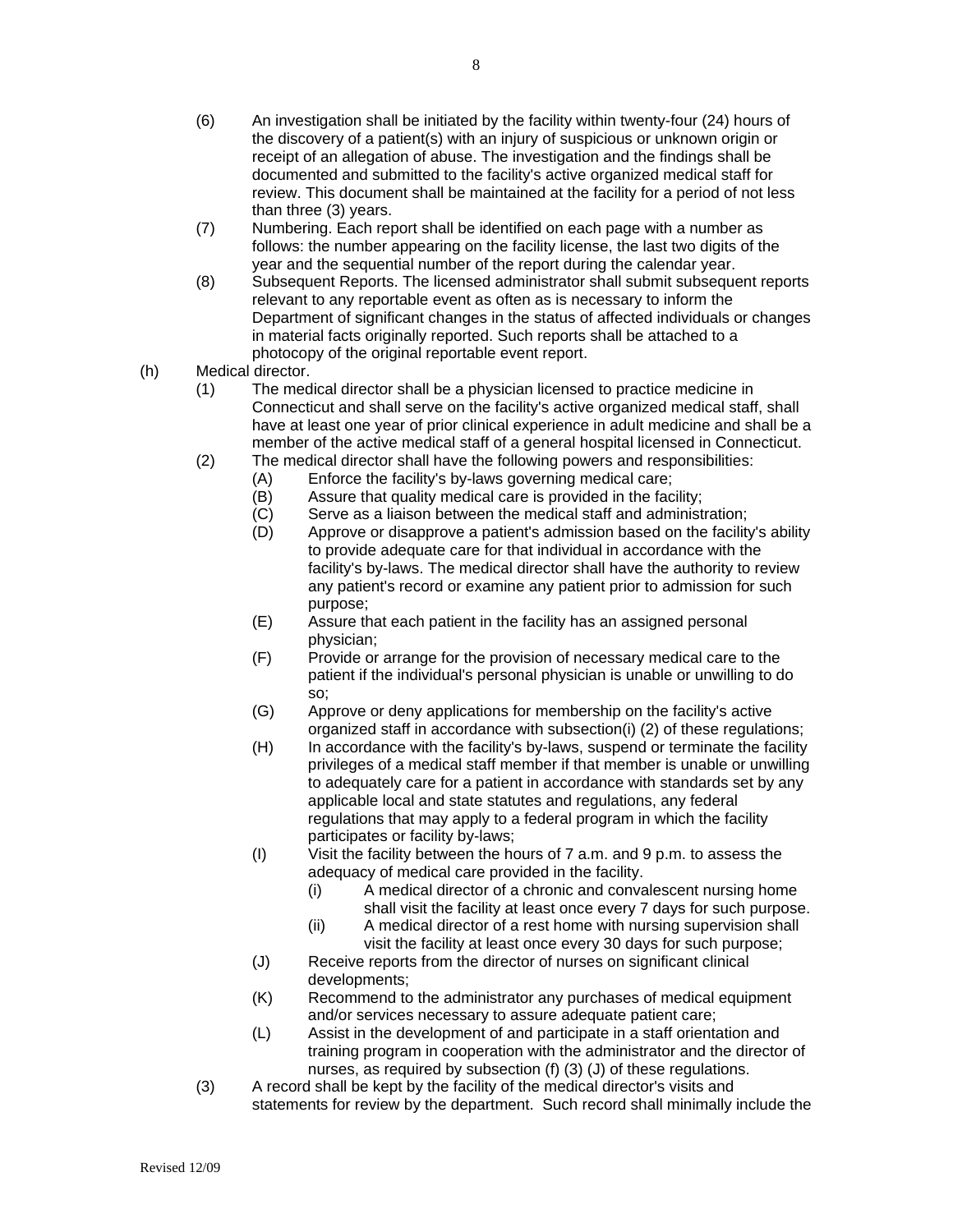(6) An investigation shall be initiated by the facility within twenty-four (24) hours of the discovery of a patient(s) with an injury of suspicious or unknown origin or receipt of an allegation of abuse. The investigation and the findings shall be documented and submitted to the facility's active organized medical staff for review. This document shall be maintained at the facility for a period of not less than three (3) years.

(7) Numbering. Each report shall be identified on each page with a number as follows: the number appearing on the facility license, the last two digits of the year and the sequential number of the report during the calendar year.

(8) Subsequent Reports. The licensed administrator shall submit subsequent reports relevant to any reportable event as often as is necessary to inform the Department of significant changes in the status of affected individuals or changes in material facts originally reported. Such reports shall be attached to a photocopy of the original reportable event report.

(h) Medical director.

(1) The medical director shall be a physician licensed to practice medicine in Connecticut and shall serve on the facility's active organized medical staff, shall have at least one year of prior clinical experience in adult medicine and shall be a member of the active medical staff of a general hospital licensed in Connecticut.

(2) The medical director shall have the following powers and responsibilities:

(A) Enforce the facility's by-laws governing medical care;

(B) Assure that quality medical care is provided in the facility;

(C) Serve as a liaison between the medical staff and administration;

(D) Approve or disapprove a patient's admission based on the facility's ability to provide adequate care for that individual in accordance with the facility's by-laws. The medical director shall have the authority to review any patient's record or examine any patient prior to admission for such purpose;

(E) Assure that each patient in the facility has an assigned personal physician;

(F) Provide or arrange for the provision of necessary medical care to the patient if the individual's personal physician is unable or unwilling to do so;

(G) Approve or deny applications for membership on the facility's active organized staff in accordance with subsection(i) (2) of these regulations;

(H) In accordance with the facility's by-laws, suspend or terminate the facility privileges of a medical staff member if that member is unable or unwilling to adequately care for a patient in accordance with standards set by any applicable local and state statutes and regulations, any federal regulations that may apply to a federal program in which the facility participates or facility by-laws;

(I) Visit the facility between the hours of 7 a.m. and 9 p.m. to assess the adequacy of medical care provided in the facility.

(i) A medical director of a chronic and convalescent nursing home shall visit the facility at least once every 7 days for such purpose.

(ii) A medical director of a rest home with nursing supervision shall visit the facility at least once every 30 days for such purpose;

(J) Receive reports from the director of nurses on significant clinical developments;

(K) Recommend to the administrator any purchases of medical equipment and/or services necessary to assure adequate patient care;

(L) Assist in the development of and participate in a staff orientation and training program in cooperation with the administrator and the director of nurses, as required by subsection (f) (3) (J) of these regulations.

(3) A record shall be kept by the facility of the medical director's visits and statements for review by the department. Such record shall minimally include the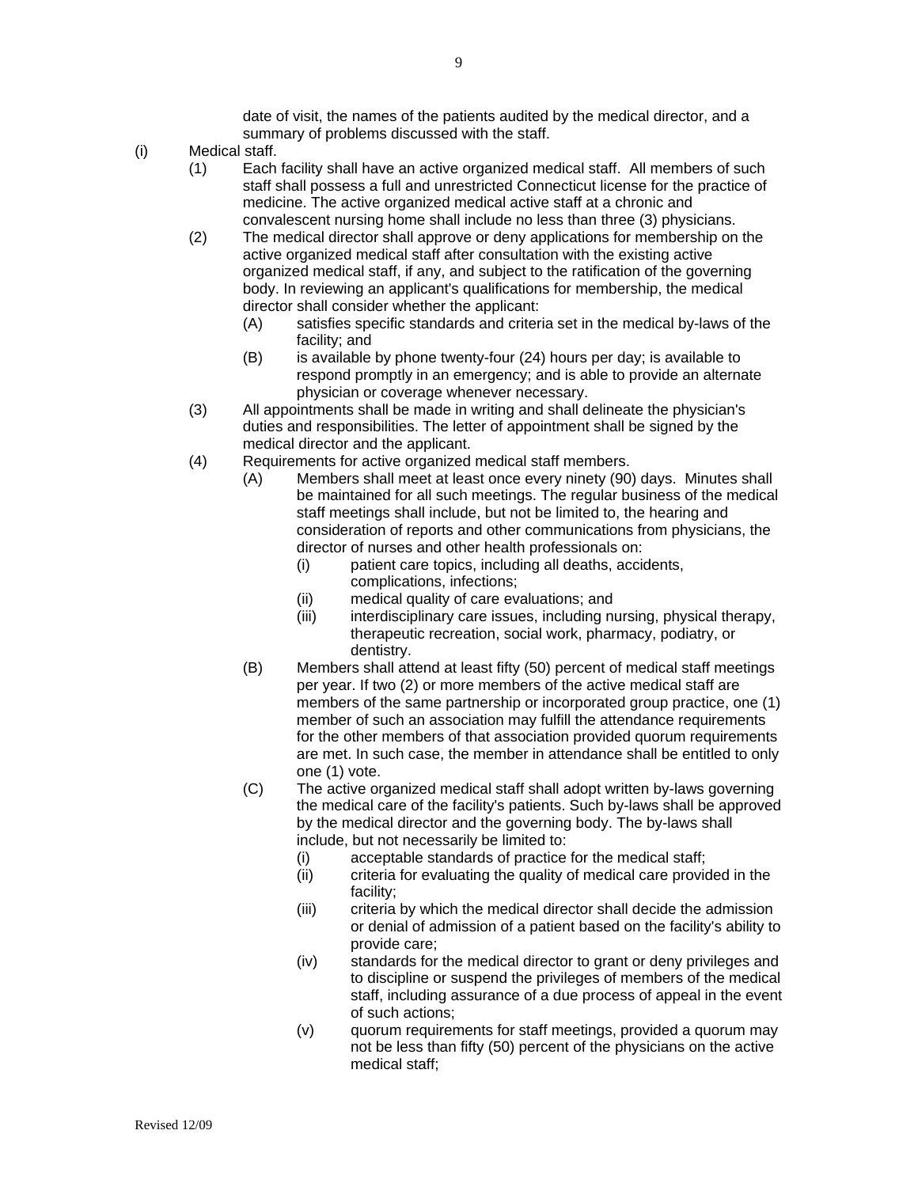date of visit, the names of the patients audited by the medical director, and a summary of problems discussed with the staff.

(i) Medical staff.

(1) Each facility shall have an active organized medical staff. All members of such staff shall possess a full and unrestricted Connecticut license for the practice of medicine. The active organized medical active staff at a chronic and convalescent nursing home shall include no less than three (3) physicians.

(2) The medical director shall approve or deny applications for membership on the active organized medical staff after consultation with the existing active organized medical staff, if any, and subject to the ratification of the governing body. In reviewing an applicant's qualifications for membership, the medical director shall consider whether the applicant:

(A) satisfies specific standards and criteria set in the medical by-laws of the facility; and

(B) is available by phone twenty-four (24) hours per day; is available to respond promptly in an emergency; and is able to provide an alternate physician or coverage whenever necessary.

(3) All appointments shall be made in writing and shall delineate the physician's duties and responsibilities. The letter of appointment shall be signed by the medical director and the applicant.

(4) Requirements for active organized medical staff members.

(A) Members shall meet at least once every ninety (90) days. Minutes shall be maintained for all such meetings. The regular business of the medical staff meetings shall include, but not be limited to, the hearing and consideration of reports and other communications from physicians, the director of nurses and other health professionals on:

(i) patient care topics, including all deaths, accidents, complications, infections;

(ii) medical quality of care evaluations; and

(iii) interdisciplinary care issues, including nursing, physical therapy, therapeutic recreation, social work, pharmacy, podiatry, or dentistry.

(B) Members shall attend at least fifty (50) percent of medical staff meetings per year. If two (2) or more members of the active medical staff are members of the same partnership or incorporated group practice, one (1) member of such an association may fulfill the attendance requirements for the other members of that association provided quorum requirements are met. In such case, the member in attendance shall be entitled to only one (1) vote.

(C) The active organized medical staff shall adopt written by-laws governing the medical care of the facility's patients. Such by-laws shall be approved by the medical director and the governing body. The by-laws shall include, but not necessarily be limited to:

(i) acceptable standards of practice for the medical staff;

(ii) criteria for evaluating the quality of medical care provided in the facility;

(iii) criteria by which the medical director shall decide the admission or denial of admission of a patient based on the facility's ability to provide care;

(iv) standards for the medical director to grant or deny privileges and to discipline or suspend the privileges of members of the medical staff, including assurance of a due process of appeal in the event of such actions;

(v) quorum requirements for staff meetings, provided a quorum may not be less than fifty (50) percent of the physicians on the active medical staff;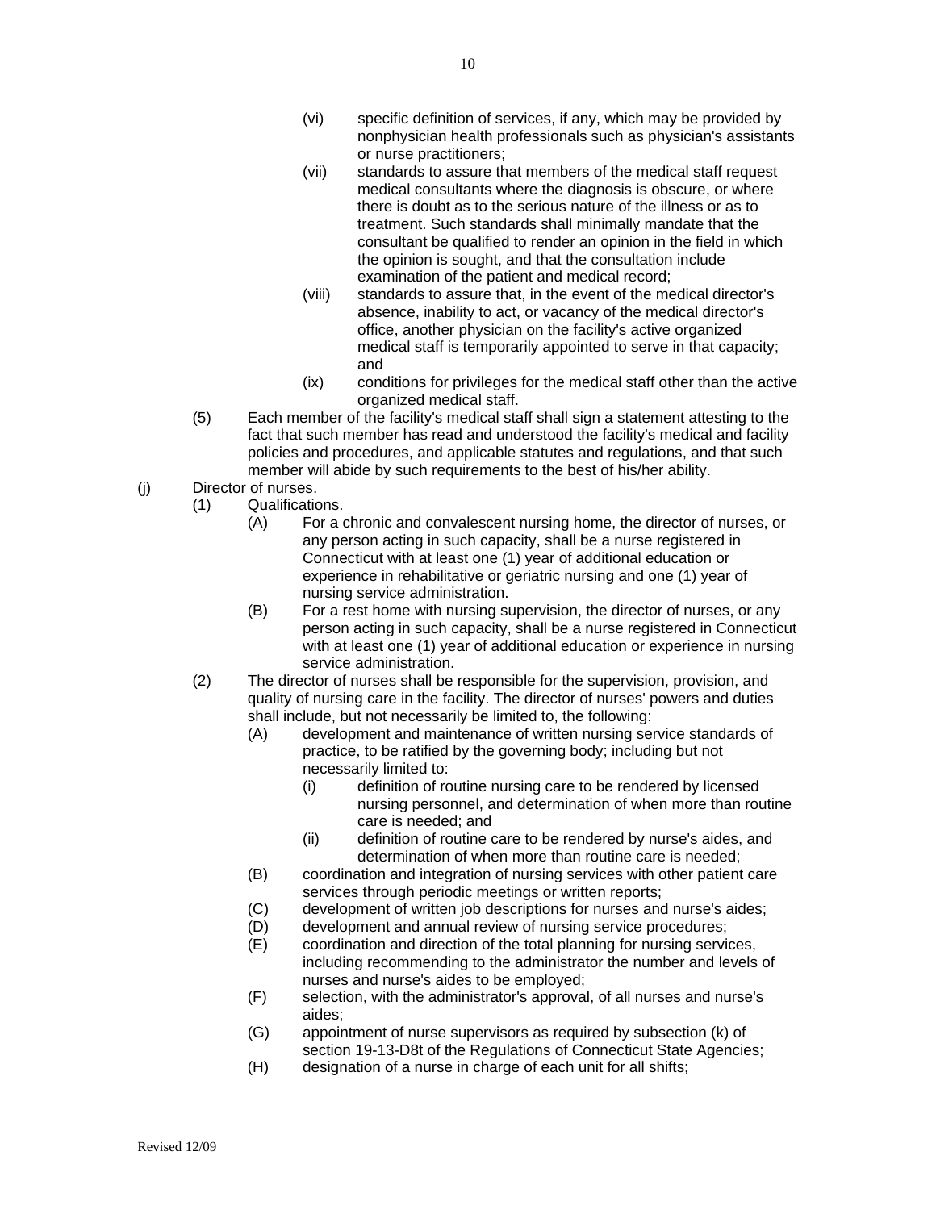- (vi) specific definition of services, if any, which may be provided by nonphysician health professionals such as physician's assistants or nurse practitioners;
- (vii) standards to assure that members of the medical staff request medical consultants where the diagnosis is obscure, or where there is doubt as to the serious nature of the illness or as to treatment. Such standards shall minimally mandate that the consultant be qualified to render an opinion in the field in which the opinion is sought, and that the consultation include examination of the patient and medical record;
- (viii) standards to assure that, in the event of the medical director's absence, inability to act, or vacancy of the medical director's office, another physician on the facility's active organized medical staff is temporarily appointed to serve in that capacity; and
- (ix) conditions for privileges for the medical staff other than the active organized medical staff.

(5) Each member of the facility's medical staff shall sign a statement attesting to the fact that such member has read and understood the facility's medical and facility policies and procedures, and applicable statutes and regulations, and that such member will abide by such requirements to the best of his/her ability.

(j) Director of nurses.

(1) Qualifications.

- (A) For a chronic and convalescent nursing home, the director of nurses, or any person acting in such capacity, shall be a nurse registered in Connecticut with at least one (1) year of additional education or experience in rehabilitative or geriatric nursing and one (1) year of nursing service administration.
- (B) For a rest home with nursing supervision, the director of nurses, or any person acting in such capacity, shall be a nurse registered in Connecticut with at least one (1) year of additional education or experience in nursing service administration.

(2) The director of nurses shall be responsible for the supervision, provision, and quality of nursing care in the facility. The director of nurses' powers and duties shall include, but not necessarily be limited to, the following:

- (A) development and maintenance of written nursing service standards of practice, to be ratified by the governing body; including but not necessarily limited to:
  - (i) definition of routine nursing care to be rendered by licensed nursing personnel, and determination of when more than routine care is needed; and
  - (ii) definition of routine care to be rendered by nurse's aides, and determination of when more than routine care is needed;
- (B) coordination and integration of nursing services with other patient care services through periodic meetings or written reports;
- (C) development of written job descriptions for nurses and nurse's aides;
- (D) development and annual review of nursing service procedures;
- (E) coordination and direction of the total planning for nursing services, including recommending to the administrator the number and levels of nurses and nurse's aides to be employed;
- (F) selection, with the administrator's approval, of all nurses and nurse's aides;
- (G) appointment of nurse supervisors as required by subsection (k) of section 19-13-D8t of the Regulations of Connecticut State Agencies;
- (H) designation of a nurse in charge of each unit for all shifts;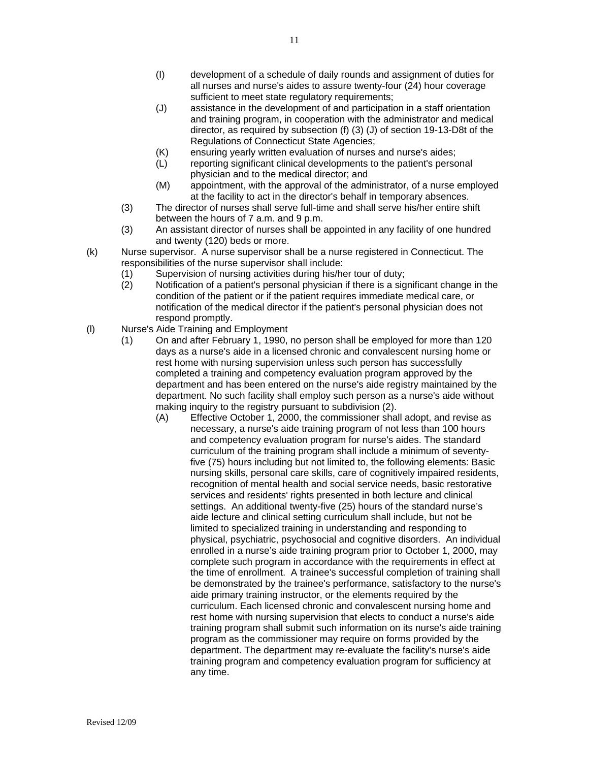- (I) development of a schedule of daily rounds and assignment of duties for all nurses and nurse's aides to assure twenty-four (24) hour coverage sufficient to meet state regulatory requirements;
- (J) assistance in the development of and participation in a staff orientation and training program, in cooperation with the administrator and medical director, as required by subsection (f) (3) (J) of section 19-13-D8t of the Regulations of Connecticut State Agencies;
- (K) ensuring yearly written evaluation of nurses and nurse's aides;
- (L) reporting significant clinical developments to the patient's personal physician and to the medical director; and
- (M) appointment, with the approval of the administrator, of a nurse employed at the facility to act in the director's behalf in temporary absences.

(3) The director of nurses shall serve full-time and shall serve his/her entire shift between the hours of 7 a.m. and 9 p.m.

(3) An assistant director of nurses shall be appointed in any facility of one hundred and twenty (120) beds or more.

(k) Nurse supervisor. A nurse supervisor shall be a nurse registered in Connecticut. The responsibilities of the nurse supervisor shall include:

- (1) Supervision of nursing activities during his/her tour of duty;
- (2) Notification of a patient's personal physician if there is a significant change in the condition of the patient or if the patient requires immediate medical care, or notification of the medical director if the patient's personal physician does not respond promptly.

(l) Nurse's Aide Training and Employment

(1) On and after February 1, 1990, no person shall be employed for more than 120 days as a nurse's aide in a licensed chronic and convalescent nursing home or rest home with nursing supervision unless such person has successfully completed a training and competency evaluation program approved by the department and has been entered on the nurse's aide registry maintained by the department. No such facility shall employ such person as a nurse's aide without making inquiry to the registry pursuant to subdivision (2).

(A) Effective October 1, 2000, the commissioner shall adopt, and revise as necessary, a nurse's aide training program of not less than 100 hours and competency evaluation program for nurse's aides. The standard curriculum of the training program shall include a minimum of seventy-five (75) hours including but not limited to, the following elements: Basic nursing skills, personal care skills, care of cognitively impaired residents, recognition of mental health and social service needs, basic restorative services and residents' rights presented in both lecture and clinical settings. An additional twenty-five (25) hours of the standard nurse's aide lecture and clinical setting curriculum shall include, but not be limited to specialized training in understanding and responding to physical, psychiatric, psychosocial and cognitive disorders. An individual enrolled in a nurse's aide training program prior to October 1, 2000, may complete such program in accordance with the requirements in effect at the time of enrollment. A trainee's successful completion of training shall be demonstrated by the trainee's performance, satisfactory to the nurse's aide primary training instructor, or the elements required by the curriculum. Each licensed chronic and convalescent nursing home and rest home with nursing supervision that elects to conduct a nurse's aide training program shall submit such information on its nurse's aide training program as the commissioner may require on forms provided by the department. The department may re-evaluate the facility's nurse's aide training program and competency evaluation program for sufficiency at any time.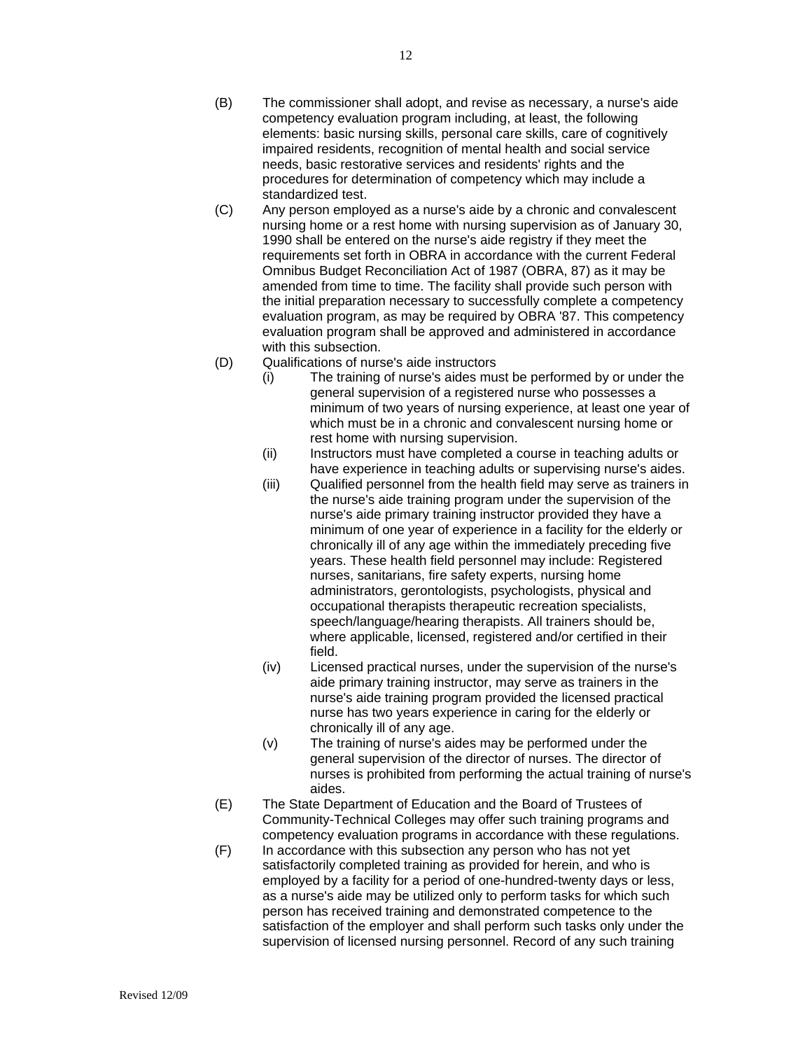(B) The commissioner shall adopt, and revise as necessary, a nurse's aide competency evaluation program including, at least, the following elements: basic nursing skills, personal care skills, care of cognitively impaired residents, recognition of mental health and social service needs, basic restorative services and residents' rights and the procedures for determination of competency which may include a standardized test.

(C) Any person employed as a nurse's aide by a chronic and convalescent nursing home or a rest home with nursing supervision as of January 30, 1990 shall be entered on the nurse's aide registry if they meet the requirements set forth in OBRA in accordance with the current Federal Omnibus Budget Reconciliation Act of 1987 (OBRA, 87) as it may be amended from time to time. The facility shall provide such person with the initial preparation necessary to successfully complete a competency evaluation program, as may be required by OBRA '87. This competency evaluation program shall be approved and administered in accordance with this subsection.

(D) Qualifications of nurse's aide instructors

   (i) The training of nurse's aides must be performed by or under the general supervision of a registered nurse who possesses a minimum of two years of nursing experience, at least one year of which must be in a chronic and convalescent nursing home or rest home with nursing supervision.

   (ii) Instructors must have completed a course in teaching adults or have experience in teaching adults or supervising nurse's aides.

   (iii) Qualified personnel from the health field may serve as trainers in the nurse's aide training program under the supervision of the nurse's aide primary training instructor provided they have a minimum of one year of experience in a facility for the elderly or chronically ill of any age within the immediately preceding five years. These health field personnel may include: Registered nurses, sanitarians, fire safety experts, nursing home administrators, gerontologists, psychologists, physical and occupational therapists therapeutic recreation specialists, speech/language/hearing therapists. All trainers should be, where applicable, licensed, registered and/or certified in their field.

   (iv) Licensed practical nurses, under the supervision of the nurse's aide primary training instructor, may serve as trainers in the nurse's aide training program provided the licensed practical nurse has two years experience in caring for the elderly or chronically ill of any age.

   (v) The training of nurse's aides may be performed under the general supervision of the director of nurses. The director of nurses is prohibited from performing the actual training of nurse's aides.

(E) The State Department of Education and the Board of Trustees of Community-Technical Colleges may offer such training programs and competency evaluation programs in accordance with these regulations.

(F) In accordance with this subsection any person who has not yet satisfactorily completed training as provided for herein, and who is employed by a facility for a period of one-hundred-twenty days or less, as a nurse's aide may be utilized only to perform tasks for which such person has received training and demonstrated competence to the satisfaction of the employer and shall perform such tasks only under the supervision of licensed nursing personnel. Record of any such training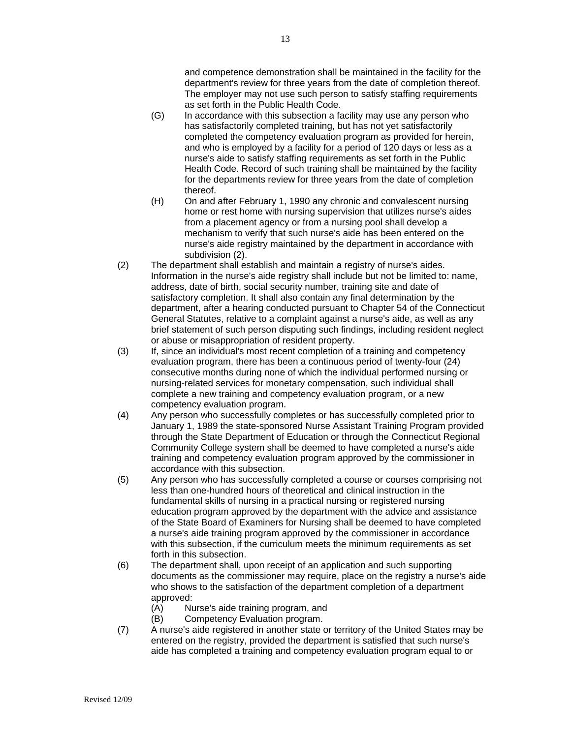and competence demonstration shall be maintained in the facility for the department's review for three years from the date of completion thereof. The employer may not use such person to satisfy staffing requirements as set forth in the Public Health Code.

(G) In accordance with this subsection a facility may use any person who has satisfactorily completed training, but has not yet satisfactorily completed the competency evaluation program as provided for herein, and who is employed by a facility for a period of 120 days or less as a nurse's aide to satisfy staffing requirements as set forth in the Public Health Code. Record of such training shall be maintained by the facility for the departments review for three years from the date of completion thereof.

(H) On and after February 1, 1990 any chronic and convalescent nursing home or rest home with nursing supervision that utilizes nurse's aides from a placement agency or from a nursing pool shall develop a mechanism to verify that such nurse's aide has been entered on the nurse's aide registry maintained by the department in accordance with subdivision (2).

(2) The department shall establish and maintain a registry of nurse's aides. Information in the nurse's aide registry shall include but not be limited to: name, address, date of birth, social security number, training site and date of satisfactory completion. It shall also contain any final determination by the department, after a hearing conducted pursuant to Chapter 54 of the Connecticut General Statutes, relative to a complaint against a nurse's aide, as well as any brief statement of such person disputing such findings, including resident neglect or abuse or misappropriation of resident property.

(3) If, since an individual's most recent completion of a training and competency evaluation program, there has been a continuous period of twenty-four (24) consecutive months during none of which the individual performed nursing or nursing-related services for monetary compensation, such individual shall complete a new training and competency evaluation program, or a new competency evaluation program.

(4) Any person who successfully completes or has successfully completed prior to January 1, 1989 the state-sponsored Nurse Assistant Training Program provided through the State Department of Education or through the Connecticut Regional Community College system shall be deemed to have completed a nurse's aide training and competency evaluation program approved by the commissioner in accordance with this subsection.

(5) Any person who has successfully completed a course or courses comprising not less than one-hundred hours of theoretical and clinical instruction in the fundamental skills of nursing in a practical nursing or registered nursing education program approved by the department with the advice and assistance of the State Board of Examiners for Nursing shall be deemed to have completed a nurse's aide training program approved by the commissioner in accordance with this subsection, if the curriculum meets the minimum requirements as set forth in this subsection.

(6) The department shall, upon receipt of an application and such supporting documents as the commissioner may require, place on the registry a nurse's aide who shows to the satisfaction of the department completion of a department approved:

(A) Nurse's aide training program, and

(B) Competency Evaluation program.

(7) A nurse's aide registered in another state or territory of the United States may be entered on the registry, provided the department is satisfied that such nurse's aide has completed a training and competency evaluation program equal to or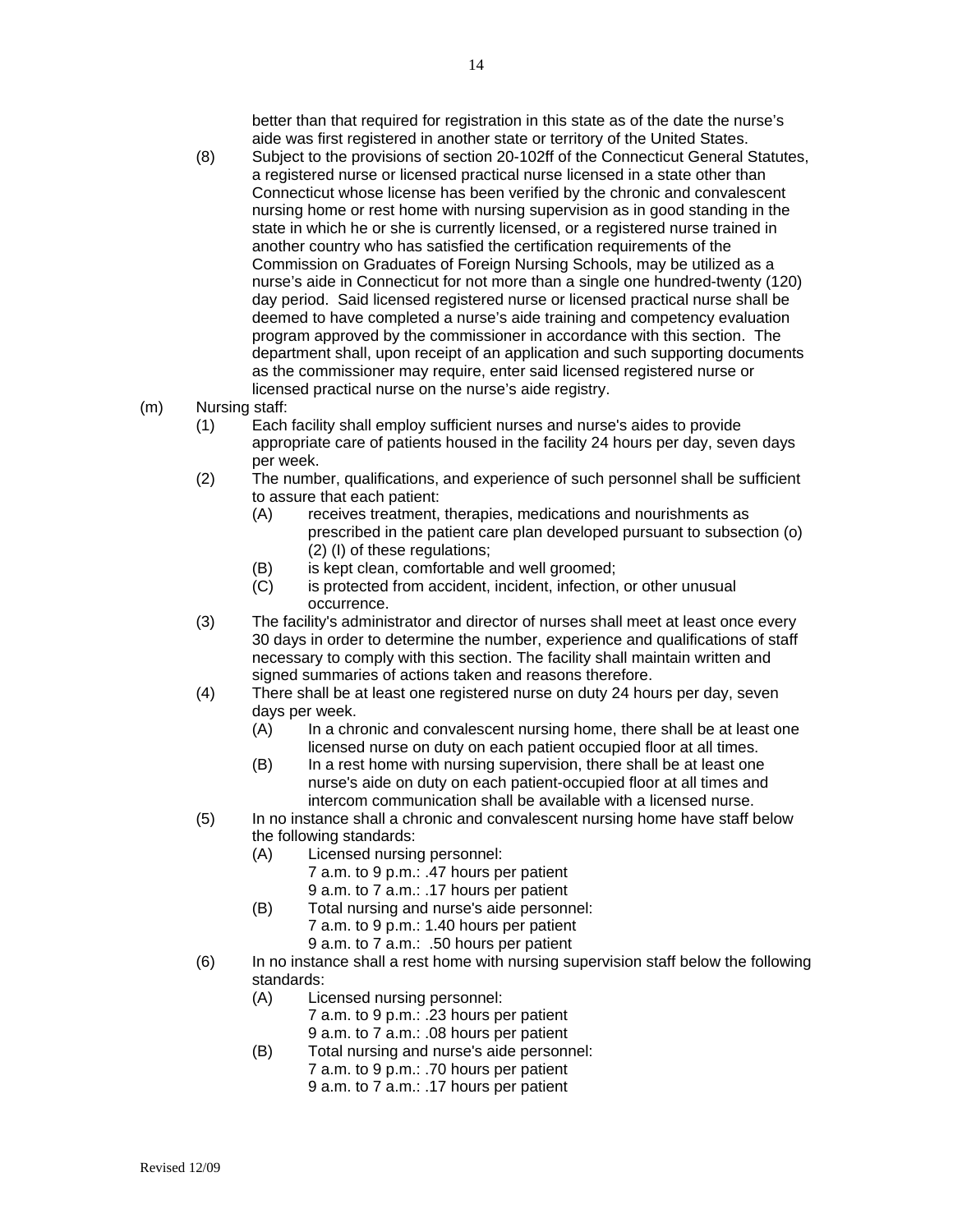better than that required for registration in this state as of the date the nurse's aide was first registered in another state or territory of the United States.

(8) Subject to the provisions of section 20-102ff of the Connecticut General Statutes, a registered nurse or licensed practical nurse licensed in a state other than Connecticut whose license has been verified by the chronic and convalescent nursing home or rest home with nursing supervision as in good standing in the state in which he or she is currently licensed, or a registered nurse trained in another country who has satisfied the certification requirements of the Commission on Graduates of Foreign Nursing Schools, may be utilized as a nurse's aide in Connecticut for not more than a single one hundred-twenty (120) day period. Said licensed registered nurse or licensed practical nurse shall be deemed to have completed a nurse's aide training and competency evaluation program approved by the commissioner in accordance with this section. The department shall, upon receipt of an application and such supporting documents as the commissioner may require, enter said licensed registered nurse or licensed practical nurse on the nurse's aide registry.

(m) Nursing staff:

(1) Each facility shall employ sufficient nurses and nurse's aides to provide appropriate care of patients housed in the facility 24 hours per day, seven days per week.

(2) The number, qualifications, and experience of such personnel shall be sufficient to assure that each patient:

(A) receives treatment, therapies, medications and nourishments as prescribed in the patient care plan developed pursuant to subsection (o) (2) (I) of these regulations;

(B) is kept clean, comfortable and well groomed;

(C) is protected from accident, incident, infection, or other unusual occurrence.

(3) The facility's administrator and director of nurses shall meet at least once every 30 days in order to determine the number, experience and qualifications of staff necessary to comply with this section. The facility shall maintain written and signed summaries of actions taken and reasons therefore.

(4) There shall be at least one registered nurse on duty 24 hours per day, seven days per week.

(A) In a chronic and convalescent nursing home, there shall be at least one licensed nurse on duty on each patient occupied floor at all times.

(B) In a rest home with nursing supervision, there shall be at least one nurse's aide on duty on each patient-occupied floor at all times and intercom communication shall be available with a licensed nurse.

(5) In no instance shall a chronic and convalescent nursing home have staff below the following standards:

(A) Licensed nursing personnel:
7 a.m. to 9 p.m.: .47 hours per patient
9 a.m. to 7 a.m.: .17 hours per patient

(B) Total nursing and nurse's aide personnel:
7 a.m. to 9 p.m.: 1.40 hours per patient
9 a.m. to 7 a.m.: .50 hours per patient

(6) In no instance shall a rest home with nursing supervision staff below the following standards:

(A) Licensed nursing personnel:
7 a.m. to 9 p.m.: .23 hours per patient
9 a.m. to 7 a.m.: .08 hours per patient

(B) Total nursing and nurse's aide personnel:
7 a.m. to 9 p.m.: .70 hours per patient
9 a.m. to 7 a.m.: .17 hours per patient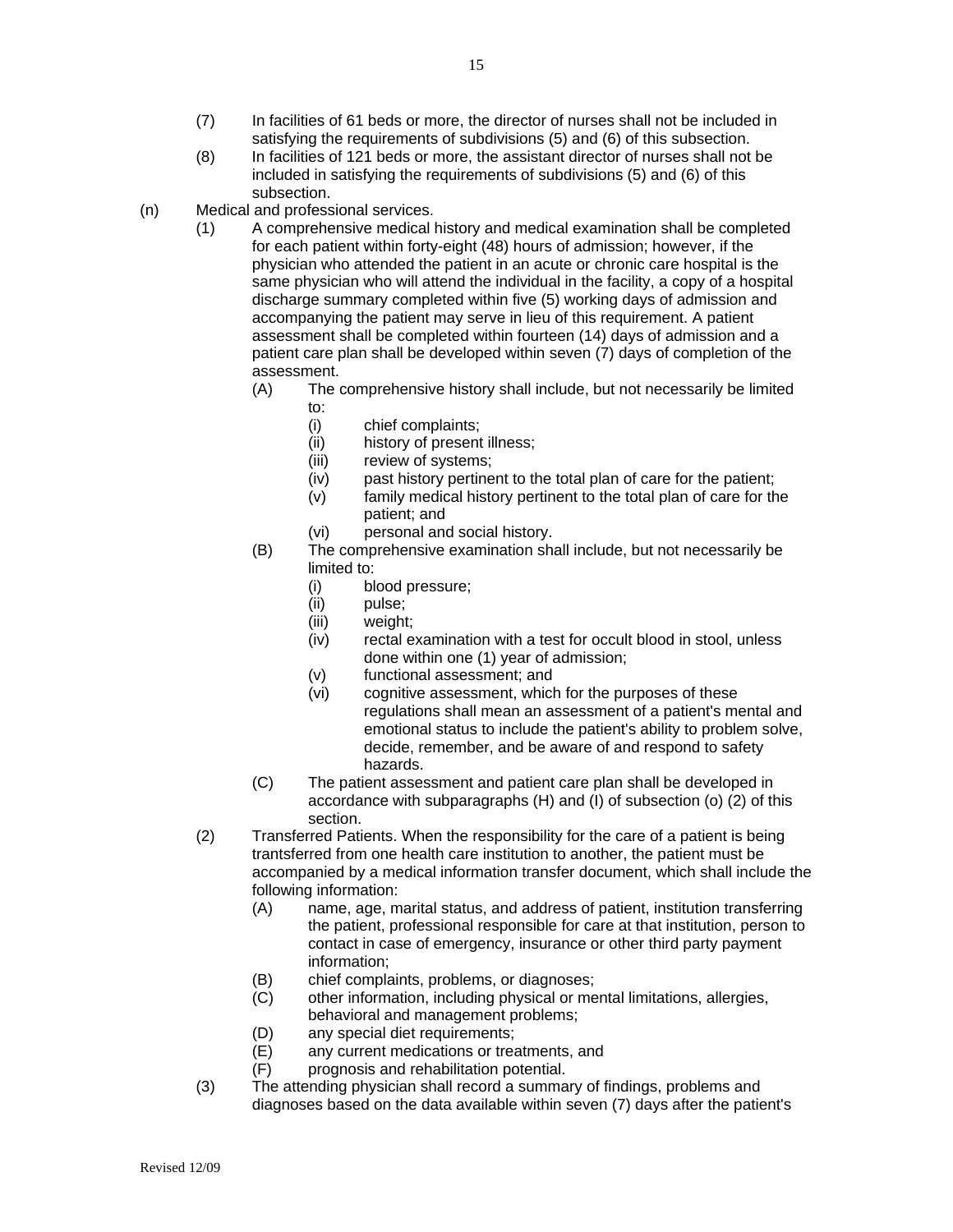(7) In facilities of 61 beds or more, the director of nurses shall not be included in satisfying the requirements of subdivisions (5) and (6) of this subsection.

(8) In facilities of 121 beds or more, the assistant director of nurses shall not be included in satisfying the requirements of subdivisions (5) and (6) of this subsection.

(n) Medical and professional services.

(1) A comprehensive medical history and medical examination shall be completed for each patient within forty-eight (48) hours of admission; however, if the physician who attended the patient in an acute or chronic care hospital is the same physician who will attend the individual in the facility, a copy of a hospital discharge summary completed within five (5) working days of admission and accompanying the patient may serve in lieu of this requirement. A patient assessment shall be completed within fourteen (14) days of admission and a patient care plan shall be developed within seven (7) days of completion of the assessment.

(A) The comprehensive history shall include, but not necessarily be limited to:

(i) chief complaints;
(ii) history of present illness;
(iii) review of systems;
(iv) past history pertinent to the total plan of care for the patient;
(v) family medical history pertinent to the total plan of care for the patient; and
(vi) personal and social history.

(B) The comprehensive examination shall include, but not necessarily be limited to:

(i) blood pressure;
(ii) pulse;
(iii) weight;
(iv) rectal examination with a test for occult blood in stool, unless done within one (1) year of admission;
(v) functional assessment; and
(vi) cognitive assessment, which for the purposes of these regulations shall mean an assessment of a patient's mental and emotional status to include the patient's ability to problem solve, decide, remember, and be aware of and respond to safety hazards.

(C) The patient assessment and patient care plan shall be developed in accordance with subparagraphs (H) and (I) of subsection (o) (2) of this section.

(2) Transferred Patients. When the responsibility for the care of a patient is being trantsferred from one health care institution to another, the patient must be accompanied by a medical information transfer document, which shall include the following information:

(A) name, age, marital status, and address of patient, institution transferring the patient, professional responsible for care at that institution, person to contact in case of emergency, insurance or other third party payment information;
(B) chief complaints, problems, or diagnoses;
(C) other information, including physical or mental limitations, allergies, behavioral and management problems;
(D) any special diet requirements;
(E) any current medications or treatments, and
(F) prognosis and rehabilitation potential.

(3) The attending physician shall record a summary of findings, problems and diagnoses based on the data available within seven (7) days after the patient's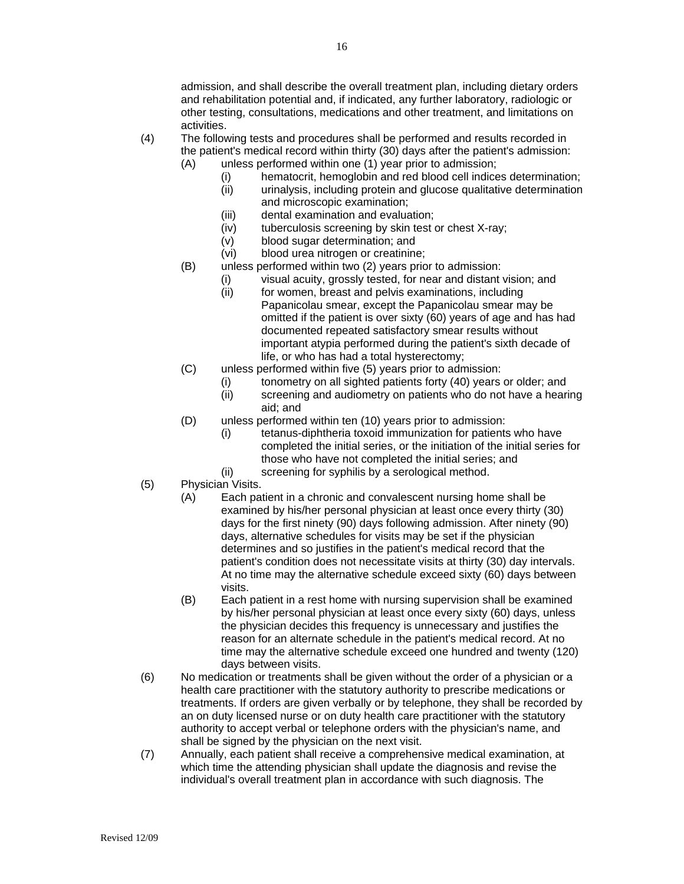admission, and shall describe the overall treatment plan, including dietary orders and rehabilitation potential and, if indicated, any further laboratory, radiologic or other testing, consultations, medications and other treatment, and limitations on activities.

(4) The following tests and procedures shall be performed and results recorded in the patient's medical record within thirty (30) days after the patient's admission:
   - (A) unless performed within one (1) year prior to admission;
     - (i) hematocrit, hemoglobin and red blood cell indices determination;
     - (ii) urinalysis, including protein and glucose qualitative determination and microscopic examination;
     - (iii) dental examination and evaluation;
     - (iv) tuberculosis screening by skin test or chest X-ray;
     - (v) blood sugar determination; and
     - (vi) blood urea nitrogen or creatinine;
   - (B) unless performed within two (2) years prior to admission:
     - (i) visual acuity, grossly tested, for near and distant vision; and
     - (ii) for women, breast and pelvis examinations, including Papanicolau smear, except the Papanicolau smear may be omitted if the patient is over sixty (60) years of age and has had documented repeated satisfactory smear results without important atypia performed during the patient's sixth decade of life, or who has had a total hysterectomy;
   - (C) unless performed within five (5) years prior to admission:
     - (i) tonometry on all sighted patients forty (40) years or older; and
     - (ii) screening and audiometry on patients who do not have a hearing aid; and
   - (D) unless performed within ten (10) years prior to admission:
     - (i) tetanus-diphtheria toxoid immunization for patients who have completed the initial series, or the initiation of the initial series for those who have not completed the initial series; and
     - (ii) screening for syphilis by a serological method.

(5) Physician Visits.
   - (A) Each patient in a chronic and convalescent nursing home shall be examined by his/her personal physician at least once every thirty (30) days for the first ninety (90) days following admission. After ninety (90) days, alternative schedules for visits may be set if the physician determines and so justifies in the patient's medical record that the patient's condition does not necessitate visits at thirty (30) day intervals. At no time may the alternative schedule exceed sixty (60) days between visits.
   - (B) Each patient in a rest home with nursing supervision shall be examined by his/her personal physician at least once every sixty (60) days, unless the physician decides this frequency is unnecessary and justifies the reason for an alternate schedule in the patient's medical record. At no time may the alternative schedule exceed one hundred and twenty (120) days between visits.

(6) No medication or treatments shall be given without the order of a physician or a health care practitioner with the statutory authority to prescribe medications or treatments. If orders are given verbally or by telephone, they shall be recorded by an on duty licensed nurse or on duty health care practitioner with the statutory authority to accept verbal or telephone orders with the physician's name, and shall be signed by the physician on the next visit.

(7) Annually, each patient shall receive a comprehensive medical examination, at which time the attending physician shall update the diagnosis and revise the individual's overall treatment plan in accordance with such diagnosis. The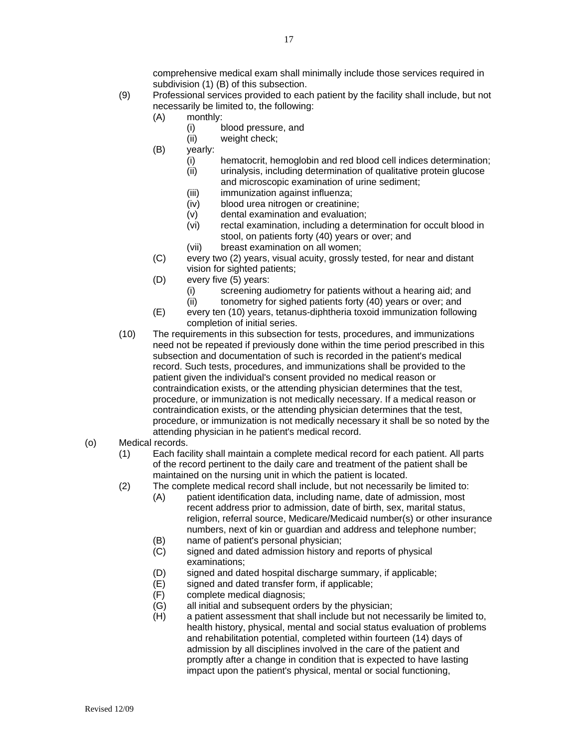comprehensive medical exam shall minimally include those services required in subdivision (1) (B) of this subsection.

(9) Professional services provided to each patient by the facility shall include, but not necessarily be limited to, the following:

  (A) monthly:
    (i) blood pressure, and
    (ii) weight check;

  (B) yearly:
    (i) hematocrit, hemoglobin and red blood cell indices determination;
    (ii) urinalysis, including determination of qualitative protein glucose and microscopic examination of urine sediment;
    (iii) immunization against influenza;
    (iv) blood urea nitrogen or creatinine;
    (v) dental examination and evaluation;
    (vi) rectal examination, including a determination for occult blood in stool, on patients forty (40) years or over; and
    (vii) breast examination on all women;

  (C) every two (2) years, visual acuity, grossly tested, for near and distant vision for sighted patients;

  (D) every five (5) years:
    (i) screening audiometry for patients without a hearing aid; and
    (ii) tonometry for sighed patients forty (40) years or over; and

  (E) every ten (10) years, tetanus-diphtheria toxoid immunization following completion of initial series.

(10) The requirements in this subsection for tests, procedures, and immunizations need not be repeated if previously done within the time period prescribed in this subsection and documentation of such is recorded in the patient's medical record. Such tests, procedures, and immunizations shall be provided to the patient given the individual's consent provided no medical reason or contraindication exists, or the attending physician determines that the test, procedure, or immunization is not medically necessary. If a medical reason or contraindication exists, or the attending physician determines that the test, procedure, or immunization is not medically necessary it shall be so noted by the attending physician in he patient's medical record.

(o) Medical records.

(1) Each facility shall maintain a complete medical record for each patient. All parts of the record pertinent to the daily care and treatment of the patient shall be maintained on the nursing unit in which the patient is located.

(2) The complete medical record shall include, but not necessarily be limited to:

  (A) patient identification data, including name, date of admission, most recent address prior to admission, date of birth, sex, marital status, religion, referral source, Medicare/Medicaid number(s) or other insurance numbers, next of kin or guardian and address and telephone number;
  (B) name of patient's personal physician;
  (C) signed and dated admission history and reports of physical examinations;
  (D) signed and dated hospital discharge summary, if applicable;
  (E) signed and dated transfer form, if applicable;
  (F) complete medical diagnosis;
  (G) all initial and subsequent orders by the physician;
  (H) a patient assessment that shall include but not necessarily be limited to, health history, physical, mental and social status evaluation of problems and rehabilitation potential, completed within fourteen (14) days of admission by all disciplines involved in the care of the patient and promptly after a change in condition that is expected to have lasting impact upon the patient's physical, mental or social functioning,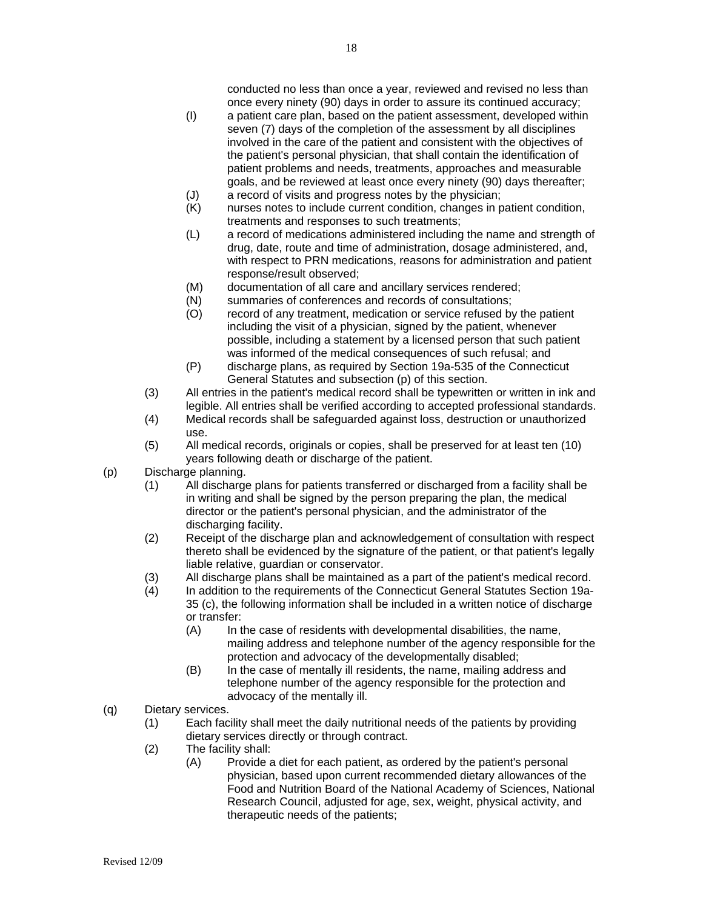conducted no less than once a year, reviewed and revised no less than once every ninety (90) days in order to assure its continued accuracy;

- (I) a patient care plan, based on the patient assessment, developed within seven (7) days of the completion of the assessment by all disciplines involved in the care of the patient and consistent with the objectives of the patient's personal physician, that shall contain the identification of patient problems and needs, treatments, approaches and measurable goals, and be reviewed at least once every ninety (90) days thereafter;
- (J) a record of visits and progress notes by the physician;
- (K) nurses notes to include current condition, changes in patient condition, treatments and responses to such treatments;
- (L) a record of medications administered including the name and strength of drug, date, route and time of administration, dosage administered, and, with respect to PRN medications, reasons for administration and patient response/result observed;
- (M) documentation of all care and ancillary services rendered;
- (N) summaries of conferences and records of consultations;
- (O) record of any treatment, medication or service refused by the patient including the visit of a physician, signed by the patient, whenever possible, including a statement by a licensed person that such patient was informed of the medical consequences of such refusal; and
- (P) discharge plans, as required by Section 19a-535 of the Connecticut General Statutes and subsection (p) of this section.

(3) All entries in the patient's medical record shall be typewritten or written in ink and legible. All entries shall be verified according to accepted professional standards.

(4) Medical records shall be safeguarded against loss, destruction or unauthorized use.

(5) All medical records, originals or copies, shall be preserved for at least ten (10) years following death or discharge of the patient.

(p) Discharge planning.

(1) All discharge plans for patients transferred or discharged from a facility shall be in writing and shall be signed by the person preparing the plan, the medical director or the patient's personal physician, and the administrator of the discharging facility.

(2) Receipt of the discharge plan and acknowledgement of consultation with respect thereto shall be evidenced by the signature of the patient, or that patient's legally liable relative, guardian or conservator.

(3) All discharge plans shall be maintained as a part of the patient's medical record.

(4) In addition to the requirements of the Connecticut General Statutes Section 19a-35 (c), the following information shall be included in a written notice of discharge or transfer:

- (A) In the case of residents with developmental disabilities, the name, mailing address and telephone number of the agency responsible for the protection and advocacy of the developmentally disabled;
- (B) In the case of mentally ill residents, the name, mailing address and telephone number of the agency responsible for the protection and advocacy of the mentally ill.

(q) Dietary services.

(1) Each facility shall meet the daily nutritional needs of the patients by providing dietary services directly or through contract.

(2) The facility shall:

- (A) Provide a diet for each patient, as ordered by the patient's personal physician, based upon current recommended dietary allowances of the Food and Nutrition Board of the National Academy of Sciences, National Research Council, adjusted for age, sex, weight, physical activity, and therapeutic needs of the patients;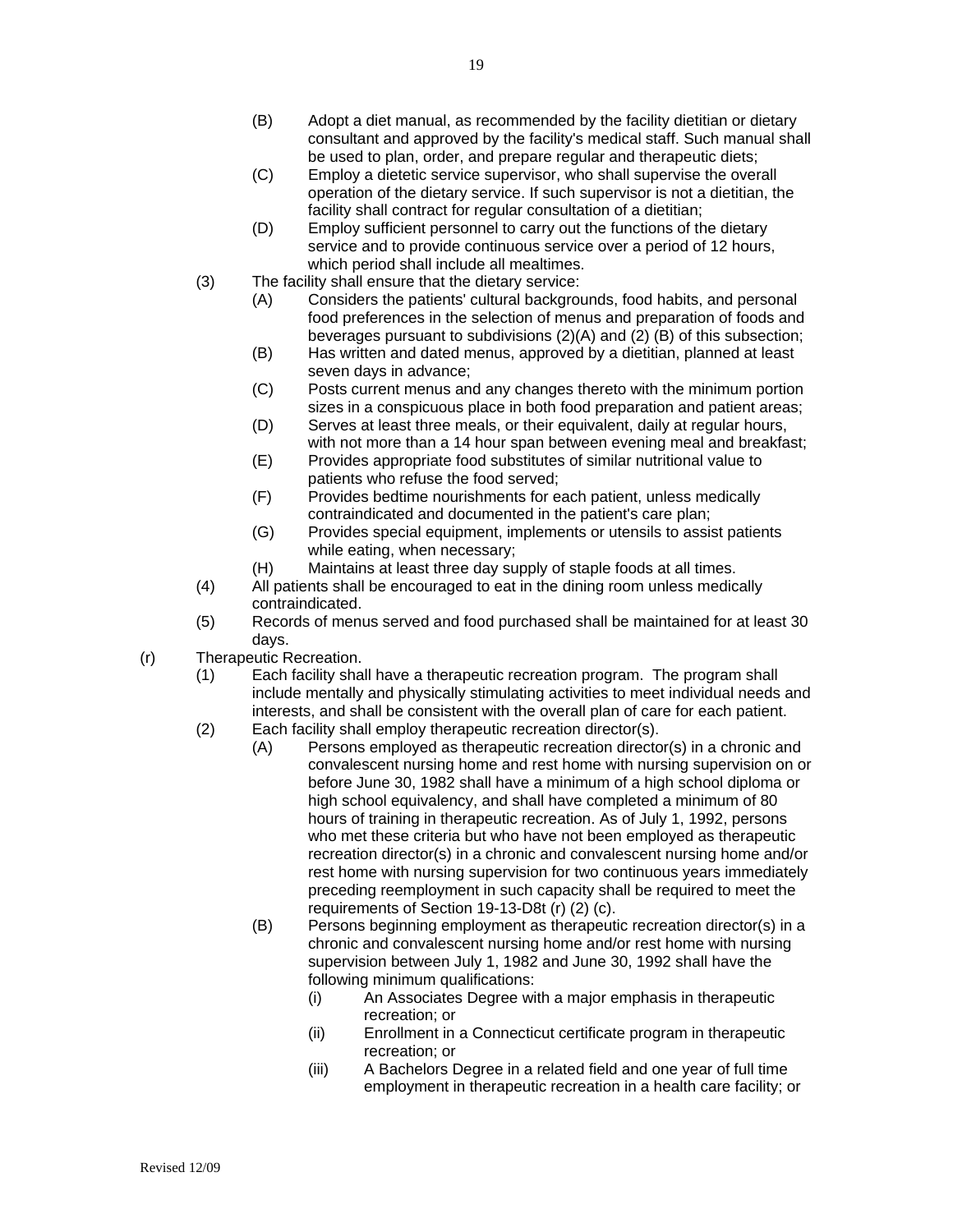(B) Adopt a diet manual, as recommended by the facility dietitian or dietary consultant and approved by the facility's medical staff. Such manual shall be used to plan, order, and prepare regular and therapeutic diets;

(C) Employ a dietetic service supervisor, who shall supervise the overall operation of the dietary service. If such supervisor is not a dietitian, the facility shall contract for regular consultation of a dietitian;

(D) Employ sufficient personnel to carry out the functions of the dietary service and to provide continuous service over a period of 12 hours, which period shall include all mealtimes.

(3) The facility shall ensure that the dietary service:

(A) Considers the patients' cultural backgrounds, food habits, and personal food preferences in the selection of menus and preparation of foods and beverages pursuant to subdivisions (2)(A) and (2) (B) of this subsection;

(B) Has written and dated menus, approved by a dietitian, planned at least seven days in advance;

(C) Posts current menus and any changes thereto with the minimum portion sizes in a conspicuous place in both food preparation and patient areas;

(D) Serves at least three meals, or their equivalent, daily at regular hours, with not more than a 14 hour span between evening meal and breakfast;

(E) Provides appropriate food substitutes of similar nutritional value to patients who refuse the food served;

(F) Provides bedtime nourishments for each patient, unless medically contraindicated and documented in the patient's care plan;

(G) Provides special equipment, implements or utensils to assist patients while eating, when necessary;

(H) Maintains at least three day supply of staple foods at all times.

(4) All patients shall be encouraged to eat in the dining room unless medically contraindicated.

(5) Records of menus served and food purchased shall be maintained for at least 30 days.

(r) Therapeutic Recreation.

(1) Each facility shall have a therapeutic recreation program. The program shall include mentally and physically stimulating activities to meet individual needs and interests, and shall be consistent with the overall plan of care for each patient.

(2) Each facility shall employ therapeutic recreation director(s).

(A) Persons employed as therapeutic recreation director(s) in a chronic and convalescent nursing home and rest home with nursing supervision on or before June 30, 1982 shall have a minimum of a high school diploma or high school equivalency, and shall have completed a minimum of 80 hours of training in therapeutic recreation. As of July 1, 1992, persons who met these criteria but who have not been employed as therapeutic recreation director(s) in a chronic and convalescent nursing home and/or rest home with nursing supervision for two continuous years immediately preceding reemployment in such capacity shall be required to meet the requirements of Section 19-13-D8t (r) (2) (c).

(B) Persons beginning employment as therapeutic recreation director(s) in a chronic and convalescent nursing home and/or rest home with nursing supervision between July 1, 1982 and June 30, 1992 shall have the following minimum qualifications:

(i) An Associates Degree with a major emphasis in therapeutic recreation; or

(ii) Enrollment in a Connecticut certificate program in therapeutic recreation; or

(iii) A Bachelors Degree in a related field and one year of full time employment in therapeutic recreation in a health care facility; or

Revised 12/09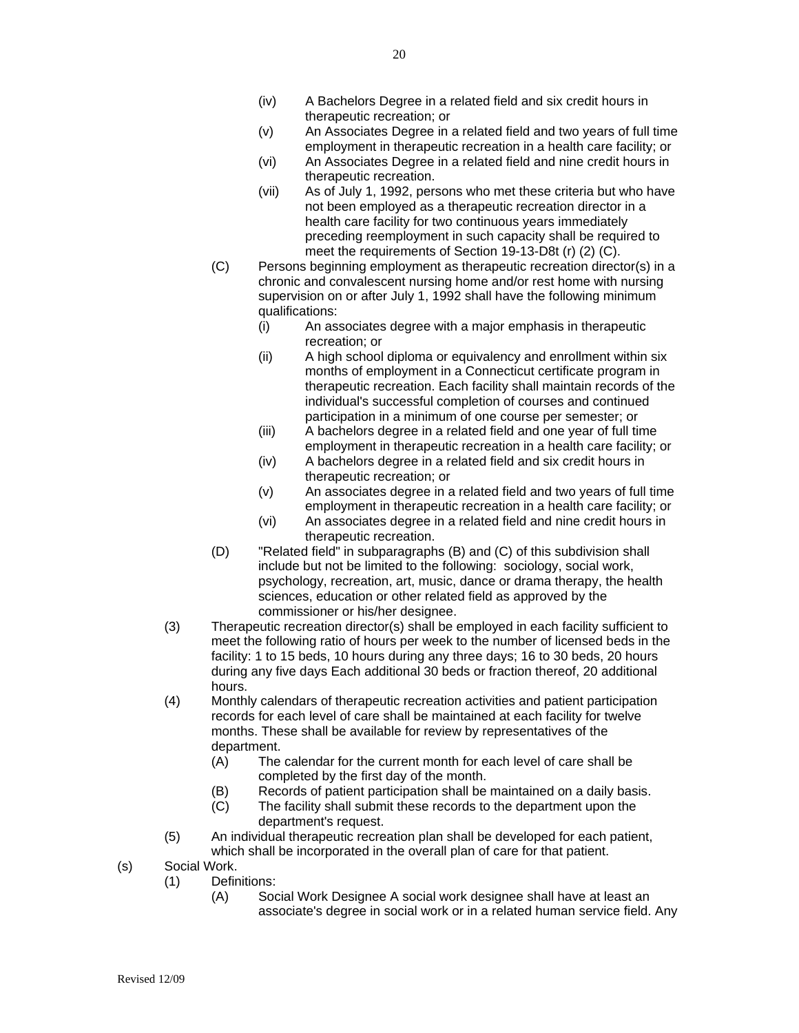(iv) A Bachelors Degree in a related field and six credit hours in therapeutic recreation; or

(v) An Associates Degree in a related field and two years of full time employment in therapeutic recreation in a health care facility; or

(vi) An Associates Degree in a related field and nine credit hours in therapeutic recreation.

(vii) As of July 1, 1992, persons who met these criteria but who have not been employed as a therapeutic recreation director in a health care facility for two continuous years immediately preceding reemployment in such capacity shall be required to meet the requirements of Section 19-13-D8t (r) (2) (C).

(C) Persons beginning employment as therapeutic recreation director(s) in a chronic and convalescent nursing home and/or rest home with nursing supervision on or after July 1, 1992 shall have the following minimum qualifications:

(i) An associates degree with a major emphasis in therapeutic recreation; or

(ii) A high school diploma or equivalency and enrollment within six months of employment in a Connecticut certificate program in therapeutic recreation. Each facility shall maintain records of the individual's successful completion of courses and continued participation in a minimum of one course per semester; or

(iii) A bachelors degree in a related field and one year of full time employment in therapeutic recreation in a health care facility; or

(iv) A bachelors degree in a related field and six credit hours in therapeutic recreation; or

(v) An associates degree in a related field and two years of full time employment in therapeutic recreation in a health care facility; or

(vi) An associates degree in a related field and nine credit hours in therapeutic recreation.

(D) "Related field" in subparagraphs (B) and (C) of this subdivision shall include but not be limited to the following: sociology, social work, psychology, recreation, art, music, dance or drama therapy, the health sciences, education or other related field as approved by the commissioner or his/her designee.

(3) Therapeutic recreation director(s) shall be employed in each facility sufficient to meet the following ratio of hours per week to the number of licensed beds in the facility: 1 to 15 beds, 10 hours during any three days; 16 to 30 beds, 20 hours during any five days Each additional 30 beds or fraction thereof, 20 additional hours.

(4) Monthly calendars of therapeutic recreation activities and patient participation records for each level of care shall be maintained at each facility for twelve months. These shall be available for review by representatives of the department.

(A) The calendar for the current month for each level of care shall be completed by the first day of the month.

(B) Records of patient participation shall be maintained on a daily basis.

(C) The facility shall submit these records to the department upon the department's request.

(5) An individual therapeutic recreation plan shall be developed for each patient, which shall be incorporated in the overall plan of care for that patient.

(s) Social Work.

(1) Definitions:

(A) Social Work Designee A social work designee shall have at least an associate's degree in social work or in a related human service field. Any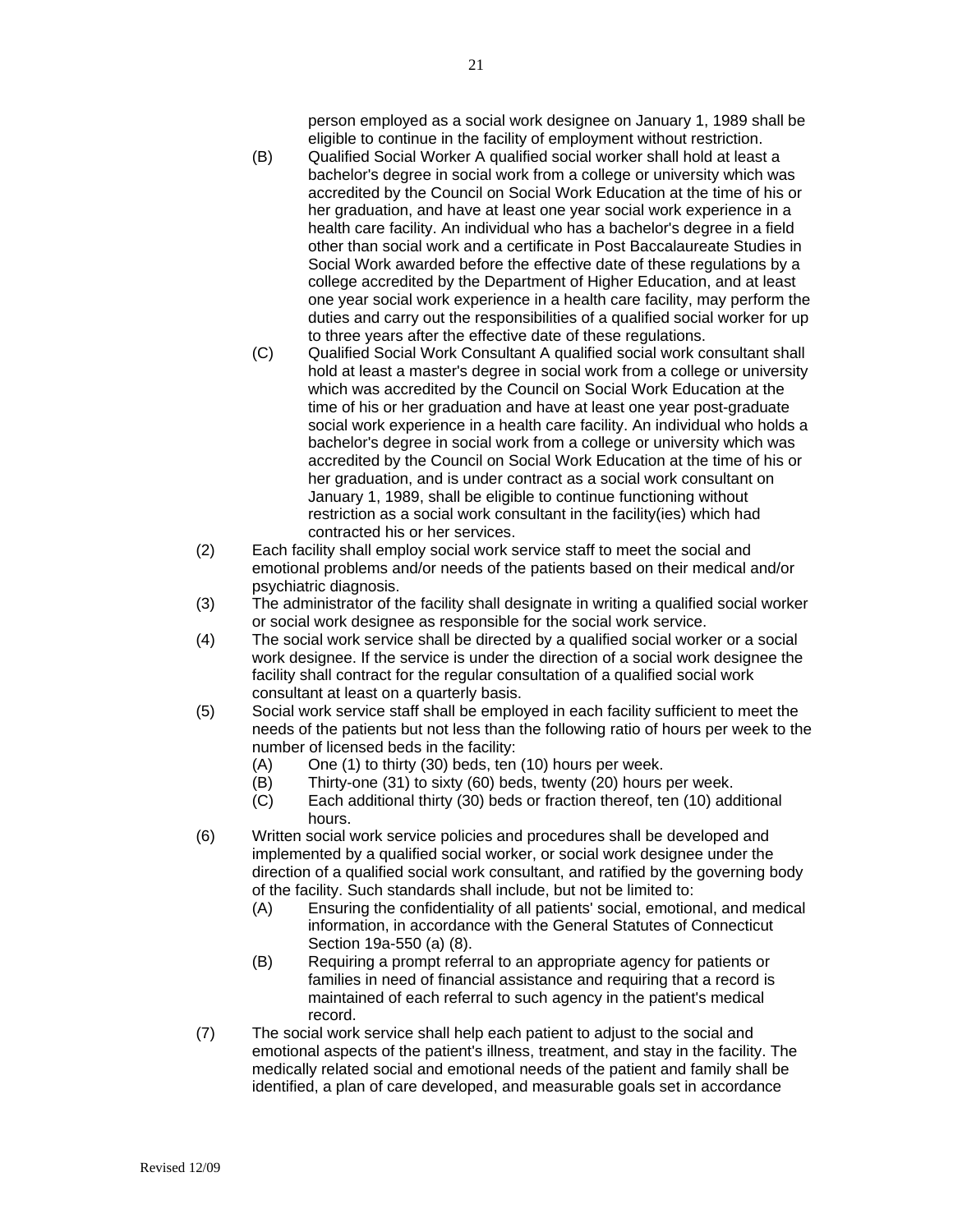person employed as a social work designee on January 1, 1989 shall be eligible to continue in the facility of employment without restriction.

(B) Qualified Social Worker A qualified social worker shall hold at least a bachelor's degree in social work from a college or university which was accredited by the Council on Social Work Education at the time of his or her graduation, and have at least one year social work experience in a health care facility. An individual who has a bachelor's degree in a field other than social work and a certificate in Post Baccalaureate Studies in Social Work awarded before the effective date of these regulations by a college accredited by the Department of Higher Education, and at least one year social work experience in a health care facility, may perform the duties and carry out the responsibilities of a qualified social worker for up to three years after the effective date of these regulations.

(C) Qualified Social Work Consultant A qualified social work consultant shall hold at least a master's degree in social work from a college or university which was accredited by the Council on Social Work Education at the time of his or her graduation and have at least one year post-graduate social work experience in a health care facility. An individual who holds a bachelor's degree in social work from a college or university which was accredited by the Council on Social Work Education at the time of his or her graduation, and is under contract as a social work consultant on January 1, 1989, shall be eligible to continue functioning without restriction as a social work consultant in the facility(ies) which had contracted his or her services.

(2) Each facility shall employ social work service staff to meet the social and emotional problems and/or needs of the patients based on their medical and/or psychiatric diagnosis.

(3) The administrator of the facility shall designate in writing a qualified social worker or social work designee as responsible for the social work service.

(4) The social work service shall be directed by a qualified social worker or a social work designee. If the service is under the direction of a social work designee the facility shall contract for the regular consultation of a qualified social work consultant at least on a quarterly basis.

(5) Social work service staff shall be employed in each facility sufficient to meet the needs of the patients but not less than the following ratio of hours per week to the number of licensed beds in the facility:

- (A) One (1) to thirty (30) beds, ten (10) hours per week.
- (B) Thirty-one (31) to sixty (60) beds, twenty (20) hours per week.
- (C) Each additional thirty (30) beds or fraction thereof, ten (10) additional hours.

(6) Written social work service policies and procedures shall be developed and implemented by a qualified social worker, or social work designee under the direction of a qualified social work consultant, and ratified by the governing body of the facility. Such standards shall include, but not be limited to:

- (A) Ensuring the confidentiality of all patients' social, emotional, and medical information, in accordance with the General Statutes of Connecticut Section 19a-550 (a) (8).
- (B) Requiring a prompt referral to an appropriate agency for patients or families in need of financial assistance and requiring that a record is maintained of each referral to such agency in the patient's medical record.

(7) The social work service shall help each patient to adjust to the social and emotional aspects of the patient's illness, treatment, and stay in the facility. The medically related social and emotional needs of the patient and family shall be identified, a plan of care developed, and measurable goals set in accordance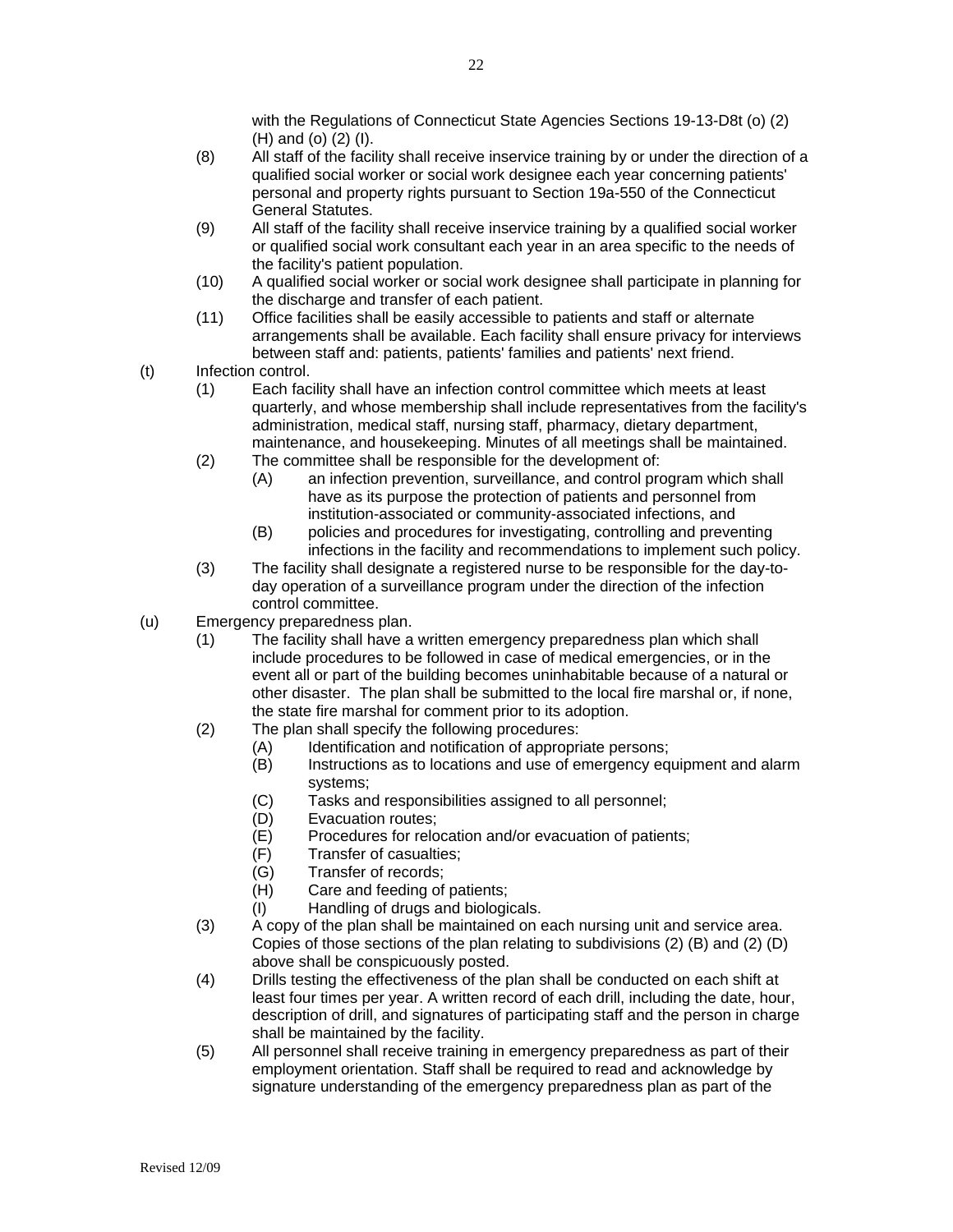with the Regulations of Connecticut State Agencies Sections 19-13-D8t (o) (2) (H) and (o) (2) (I).

(8) All staff of the facility shall receive inservice training by or under the direction of a qualified social worker or social work designee each year concerning patients' personal and property rights pursuant to Section 19a-550 of the Connecticut General Statutes.

(9) All staff of the facility shall receive inservice training by a qualified social worker or qualified social work consultant each year in an area specific to the needs of the facility's patient population.

(10) A qualified social worker or social work designee shall participate in planning for the discharge and transfer of each patient.

(11) Office facilities shall be easily accessible to patients and staff or alternate arrangements shall be available. Each facility shall ensure privacy for interviews between staff and: patients, patients' families and patients' next friend.

(t) Infection control.

(1) Each facility shall have an infection control committee which meets at least quarterly, and whose membership shall include representatives from the facility's administration, medical staff, nursing staff, pharmacy, dietary department, maintenance, and housekeeping. Minutes of all meetings shall be maintained.

(2) The committee shall be responsible for the development of:

(A) an infection prevention, surveillance, and control program which shall have as its purpose the protection of patients and personnel from institution-associated or community-associated infections, and

(B) policies and procedures for investigating, controlling and preventing infections in the facility and recommendations to implement such policy.

(3) The facility shall designate a registered nurse to be responsible for the day-to-day operation of a surveillance program under the direction of the infection control committee.

(u) Emergency preparedness plan.

(1) The facility shall have a written emergency preparedness plan which shall include procedures to be followed in case of medical emergencies, or in the event all or part of the building becomes uninhabitable because of a natural or other disaster. The plan shall be submitted to the local fire marshal or, if none, the state fire marshal for comment prior to its adoption.

(2) The plan shall specify the following procedures:

(A) Identification and notification of appropriate persons;

(B) Instructions as to locations and use of emergency equipment and alarm systems;

(C) Tasks and responsibilities assigned to all personnel;

(D) Evacuation routes;

(E) Procedures for relocation and/or evacuation of patients;

(F) Transfer of casualties;

(G) Transfer of records;

(H) Care and feeding of patients;

(I) Handling of drugs and biologicals.

(3) A copy of the plan shall be maintained on each nursing unit and service area. Copies of those sections of the plan relating to subdivisions (2) (B) and (2) (D) above shall be conspicuously posted.

(4) Drills testing the effectiveness of the plan shall be conducted on each shift at least four times per year. A written record of each drill, including the date, hour, description of drill, and signatures of participating staff and the person in charge shall be maintained by the facility.

(5) All personnel shall receive training in emergency preparedness as part of their employment orientation. Staff shall be required to read and acknowledge by signature understanding of the emergency preparedness plan as part of the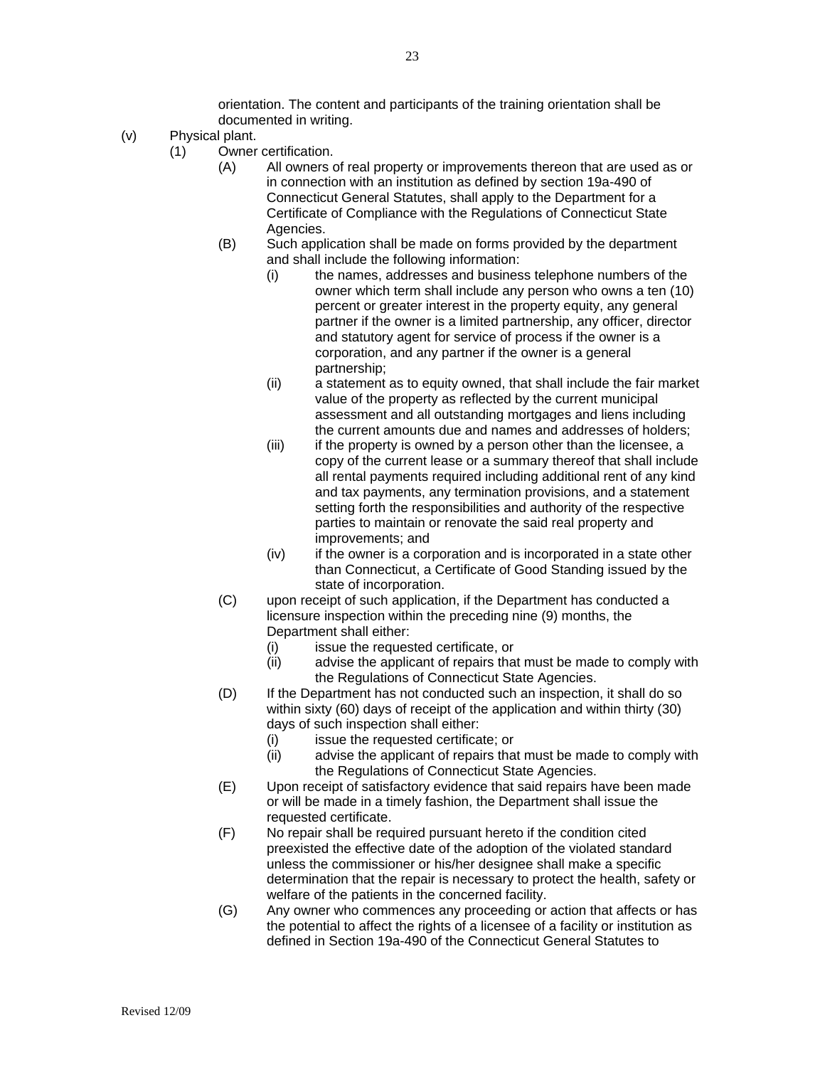orientation. The content and participants of the training orientation shall be documented in writing.

(v) Physical plant.

(1) Owner certification.

(A) All owners of real property or improvements thereon that are used as or in connection with an institution as defined by section 19a-490 of Connecticut General Statutes, shall apply to the Department for a Certificate of Compliance with the Regulations of Connecticut State Agencies.

(B) Such application shall be made on forms provided by the department and shall include the following information:

(i) the names, addresses and business telephone numbers of the owner which term shall include any person who owns a ten (10) percent or greater interest in the property equity, any general partner if the owner is a limited partnership, any officer, director and statutory agent for service of process if the owner is a corporation, and any partner if the owner is a general partnership;

(ii) a statement as to equity owned, that shall include the fair market value of the property as reflected by the current municipal assessment and all outstanding mortgages and liens including the current amounts due and names and addresses of holders;

(iii) if the property is owned by a person other than the licensee, a copy of the current lease or a summary thereof that shall include all rental payments required including additional rent of any kind and tax payments, any termination provisions, and a statement setting forth the responsibilities and authority of the respective parties to maintain or renovate the said real property and improvements; and

(iv) if the owner is a corporation and is incorporated in a state other than Connecticut, a Certificate of Good Standing issued by the state of incorporation.

(C) upon receipt of such application, if the Department has conducted a licensure inspection within the preceding nine (9) months, the Department shall either:

(i) issue the requested certificate, or

(ii) advise the applicant of repairs that must be made to comply with the Regulations of Connecticut State Agencies.

(D) If the Department has not conducted such an inspection, it shall do so within sixty (60) days of receipt of the application and within thirty (30) days of such inspection shall either:

(i) issue the requested certificate; or

(ii) advise the applicant of repairs that must be made to comply with the Regulations of Connecticut State Agencies.

(E) Upon receipt of satisfactory evidence that said repairs have been made or will be made in a timely fashion, the Department shall issue the requested certificate.

(F) No repair shall be required pursuant hereto if the condition cited preexisted the effective date of the adoption of the violated standard unless the commissioner or his/her designee shall make a specific determination that the repair is necessary to protect the health, safety or welfare of the patients in the concerned facility.

(G) Any owner who commences any proceeding or action that affects or has the potential to affect the rights of a licensee of a facility or institution as defined in Section 19a-490 of the Connecticut General Statutes to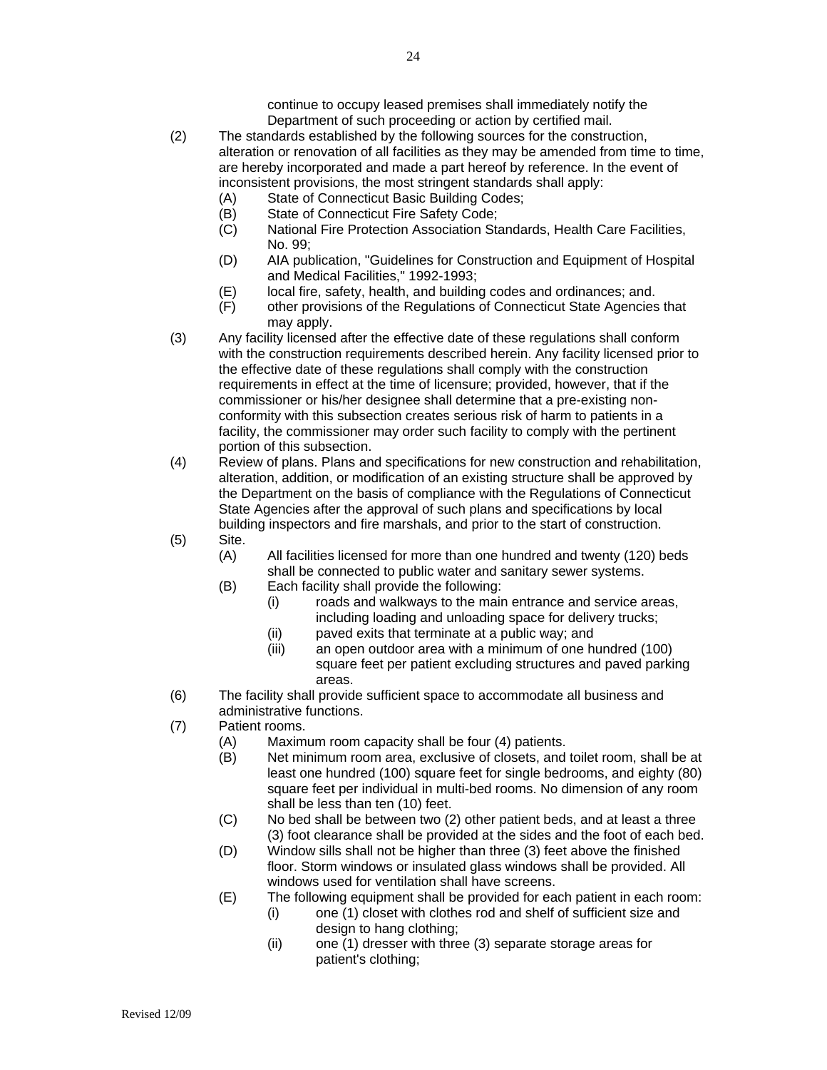continue to occupy leased premises shall immediately notify the Department of such proceeding or action by certified mail.

(2) The standards established by the following sources for the construction, alteration or renovation of all facilities as they may be amended from time to time, are hereby incorporated and made a part hereof by reference. In the event of inconsistent provisions, the most stringent standards shall apply:
   - (A) State of Connecticut Basic Building Codes;
   - (B) State of Connecticut Fire Safety Code;
   - (C) National Fire Protection Association Standards, Health Care Facilities, No. 99;
   - (D) AIA publication, "Guidelines for Construction and Equipment of Hospital and Medical Facilities," 1992-1993;
   - (E) local fire, safety, health, and building codes and ordinances; and.
   - (F) other provisions of the Regulations of Connecticut State Agencies that may apply.

(3) Any facility licensed after the effective date of these regulations shall conform with the construction requirements described herein. Any facility licensed prior to the effective date of these regulations shall comply with the construction requirements in effect at the time of licensure; provided, however, that if the commissioner or his/her designee shall determine that a pre-existing non-conformity with this subsection creates serious risk of harm to patients in a facility, the commissioner may order such facility to comply with the pertinent portion of this subsection.

(4) Review of plans. Plans and specifications for new construction and rehabilitation, alteration, addition, or modification of an existing structure shall be approved by the Department on the basis of compliance with the Regulations of Connecticut State Agencies after the approval of such plans and specifications by local building inspectors and fire marshals, and prior to the start of construction.

(5) Site.
   - (A) All facilities licensed for more than one hundred and twenty (120) beds shall be connected to public water and sanitary sewer systems.
   - (B) Each facility shall provide the following:
      - (i) roads and walkways to the main entrance and service areas, including loading and unloading space for delivery trucks;
      - (ii) paved exits that terminate at a public way; and
      - (iii) an open outdoor area with a minimum of one hundred (100) square feet per patient excluding structures and paved parking areas.

(6) The facility shall provide sufficient space to accommodate all business and administrative functions.

(7) Patient rooms.
   - (A) Maximum room capacity shall be four (4) patients.
   - (B) Net minimum room area, exclusive of closets, and toilet room, shall be at least one hundred (100) square feet for single bedrooms, and eighty (80) square feet per individual in multi-bed rooms. No dimension of any room shall be less than ten (10) feet.
   - (C) No bed shall be between two (2) other patient beds, and at least a three (3) foot clearance shall be provided at the sides and the foot of each bed.
   - (D) Window sills shall not be higher than three (3) feet above the finished floor. Storm windows or insulated glass windows shall be provided. All windows used for ventilation shall have screens.
   - (E) The following equipment shall be provided for each patient in each room:
      - (i) one (1) closet with clothes rod and shelf of sufficient size and design to hang clothing;
      - (ii) one (1) dresser with three (3) separate storage areas for patient's clothing;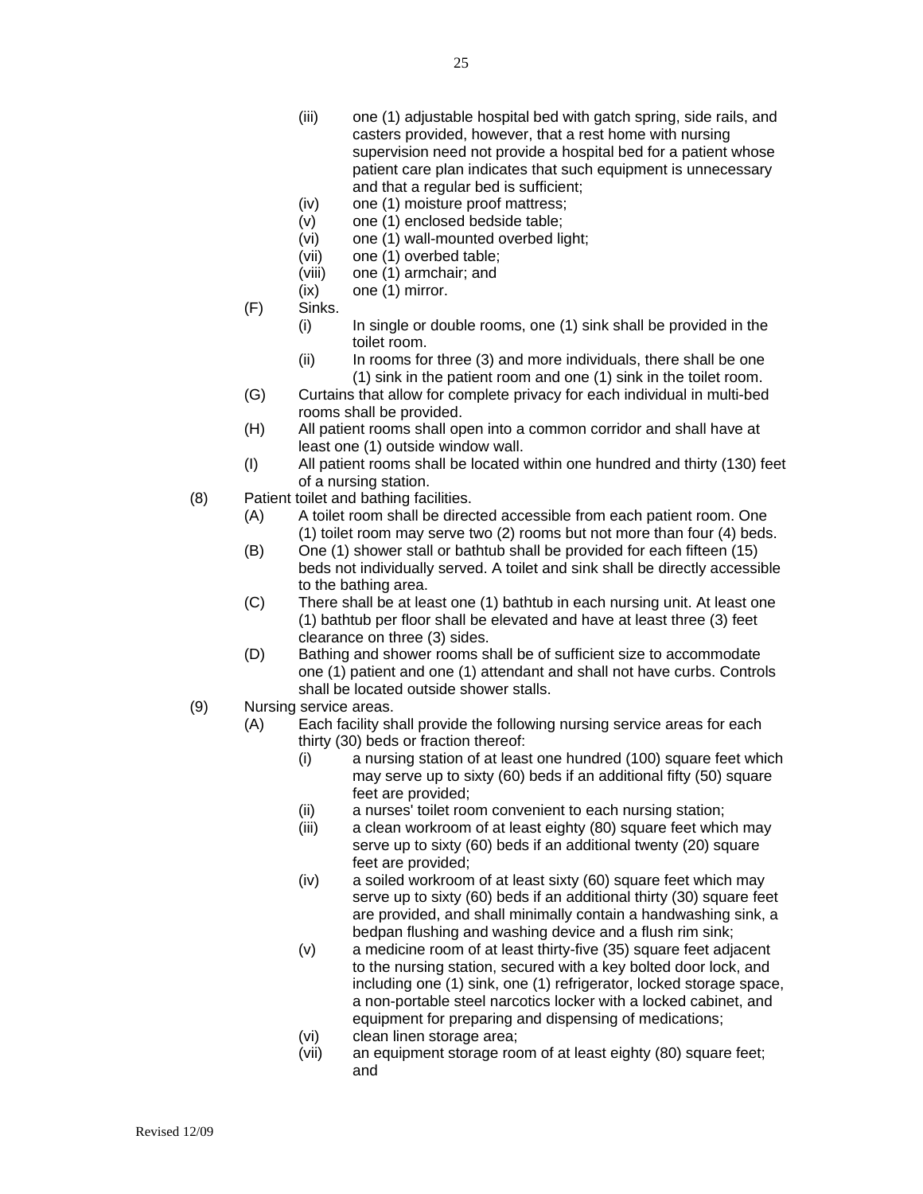- (iii) one (1) adjustable hospital bed with gatch spring, side rails, and casters provided, however, that a rest home with nursing supervision need not provide a hospital bed for a patient whose patient care plan indicates that such equipment is unnecessary and that a regular bed is sufficient;
- (iv) one (1) moisture proof mattress;
- (v) one (1) enclosed bedside table;
- (vi) one (1) wall-mounted overbed light;
- (vii) one (1) overbed table;
- (viii) one (1) armchair; and
- (ix) one (1) mirror.

(F) Sinks.

- (i) In single or double rooms, one (1) sink shall be provided in the toilet room.
- (ii) In rooms for three (3) and more individuals, there shall be one (1) sink in the patient room and one (1) sink in the toilet room.

(G) Curtains that allow for complete privacy for each individual in multi-bed rooms shall be provided.

(H) All patient rooms shall open into a common corridor and shall have at least one (1) outside window wall.

(I) All patient rooms shall be located within one hundred and thirty (130) feet of a nursing station.

(8) Patient toilet and bathing facilities.

(A) A toilet room shall be directed accessible from each patient room. One (1) toilet room may serve two (2) rooms but not more than four (4) beds.

(B) One (1) shower stall or bathtub shall be provided for each fifteen (15) beds not individually served. A toilet and sink shall be directly accessible to the bathing area.

(C) There shall be at least one (1) bathtub in each nursing unit. At least one (1) bathtub per floor shall be elevated and have at least three (3) feet clearance on three (3) sides.

(D) Bathing and shower rooms shall be of sufficient size to accommodate one (1) patient and one (1) attendant and shall not have curbs. Controls shall be located outside shower stalls.

(9) Nursing service areas.

(A) Each facility shall provide the following nursing service areas for each thirty (30) beds or fraction thereof:

- (i) a nursing station of at least one hundred (100) square feet which may serve up to sixty (60) beds if an additional fifty (50) square feet are provided;
- (ii) a nurses' toilet room convenient to each nursing station;
- (iii) a clean workroom of at least eighty (80) square feet which may serve up to sixty (60) beds if an additional twenty (20) square feet are provided;
- (iv) a soiled workroom of at least sixty (60) square feet which may serve up to sixty (60) beds if an additional thirty (30) square feet are provided, and shall minimally contain a handwashing sink, a bedpan flushing and washing device and a flush rim sink;
- (v) a medicine room of at least thirty-five (35) square feet adjacent to the nursing station, secured with a key bolted door lock, and including one (1) sink, one (1) refrigerator, locked storage space, a non-portable steel narcotics locker with a locked cabinet, and equipment for preparing and dispensing of medications;
- (vi) clean linen storage area;
- (vii) an equipment storage room of at least eighty (80) square feet; and

Revised 12/09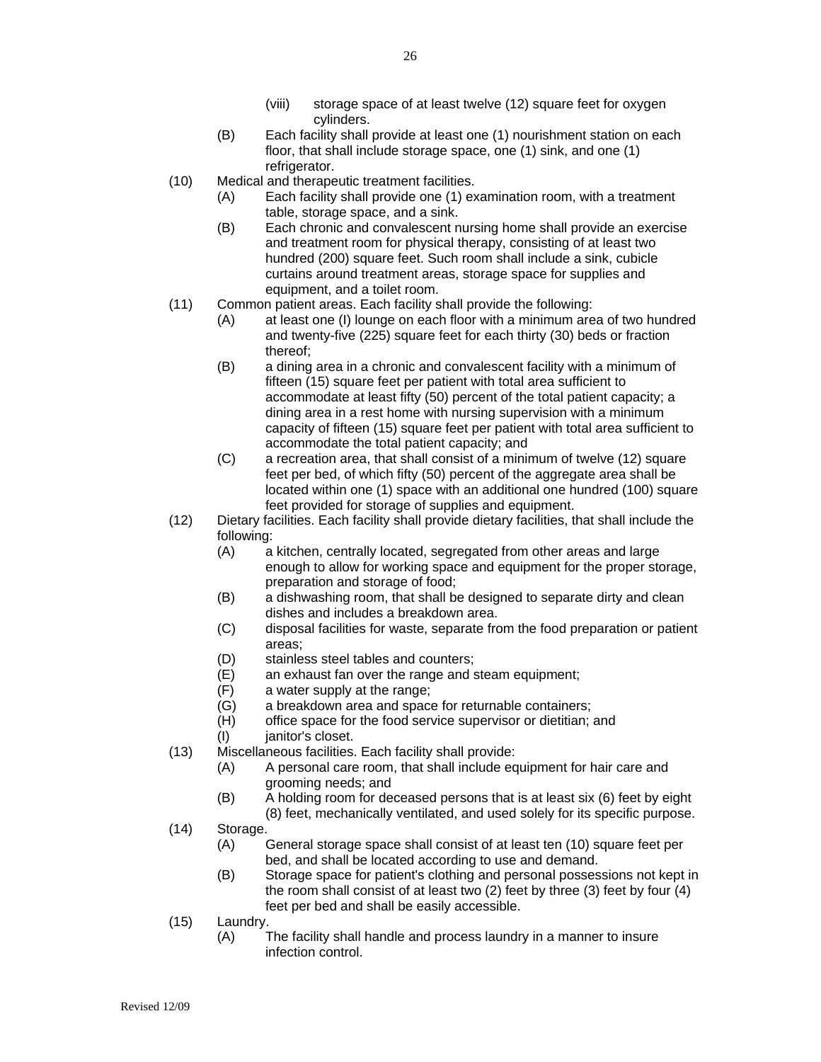(viii) storage space of at least twelve (12) square feet for oxygen cylinders.

(B) Each facility shall provide at least one (1) nourishment station on each floor, that shall include storage space, one (1) sink, and one (1) refrigerator.

(10) Medical and therapeutic treatment facilities.

(A) Each facility shall provide one (1) examination room, with a treatment table, storage space, and a sink.

(B) Each chronic and convalescent nursing home shall provide an exercise and treatment room for physical therapy, consisting of at least two hundred (200) square feet. Such room shall include a sink, cubicle curtains around treatment areas, storage space for supplies and equipment, and a toilet room.

(11) Common patient areas. Each facility shall provide the following:

(A) at least one (I) lounge on each floor with a minimum area of two hundred and twenty-five (225) square feet for each thirty (30) beds or fraction thereof;

(B) a dining area in a chronic and convalescent facility with a minimum of fifteen (15) square feet per patient with total area sufficient to accommodate at least fifty (50) percent of the total patient capacity; a dining area in a rest home with nursing supervision with a minimum capacity of fifteen (15) square feet per patient with total area sufficient to accommodate the total patient capacity; and

(C) a recreation area, that shall consist of a minimum of twelve (12) square feet per bed, of which fifty (50) percent of the aggregate area shall be located within one (1) space with an additional one hundred (100) square feet provided for storage of supplies and equipment.

(12) Dietary facilities. Each facility shall provide dietary facilities, that shall include the following:

(A) a kitchen, centrally located, segregated from other areas and large enough to allow for working space and equipment for the proper storage, preparation and storage of food;

(B) a dishwashing room, that shall be designed to separate dirty and clean dishes and includes a breakdown area.

(C) disposal facilities for waste, separate from the food preparation or patient areas;

(D) stainless steel tables and counters;

(E) an exhaust fan over the range and steam equipment;

(F) a water supply at the range;

(G) a breakdown area and space for returnable containers;

(H) office space for the food service supervisor or dietitian; and

(I) janitor's closet.

(13) Miscellaneous facilities. Each facility shall provide:

(A) A personal care room, that shall include equipment for hair care and grooming needs; and

(B) A holding room for deceased persons that is at least six (6) feet by eight (8) feet, mechanically ventilated, and used solely for its specific purpose.

(14) Storage.

(A) General storage space shall consist of at least ten (10) square feet per bed, and shall be located according to use and demand.

(B) Storage space for patient's clothing and personal possessions not kept in the room shall consist of at least two (2) feet by three (3) feet by four (4) feet per bed and shall be easily accessible.

(15) Laundry.

(A) The facility shall handle and process laundry in a manner to insure infection control.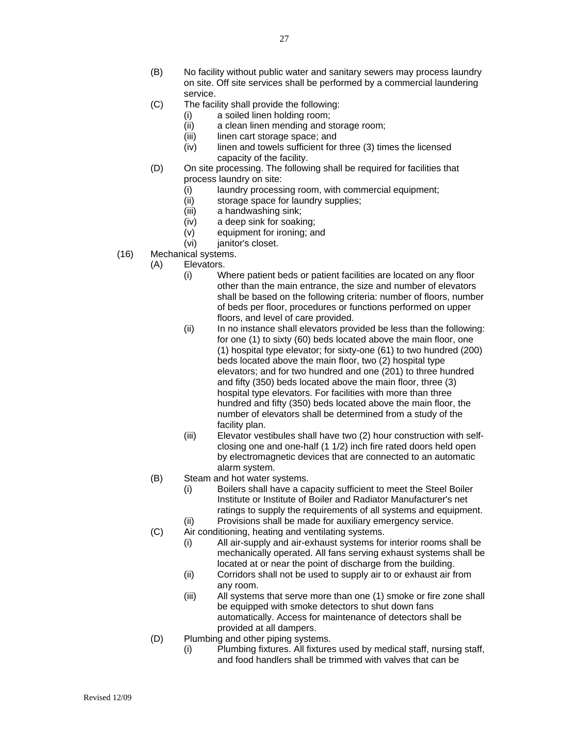- (B) No facility without public water and sanitary sewers may process laundry on site. Off site services shall be performed by a commercial laundering service.
- (C) The facility shall provide the following:
  - (i) a soiled linen holding room;
  - (ii) a clean linen mending and storage room;
  - (iii) linen cart storage space; and
  - (iv) linen and towels sufficient for three (3) times the licensed capacity of the facility.
- (D) On site processing. The following shall be required for facilities that process laundry on site:
  - (i) laundry processing room, with commercial equipment;
  - (ii) storage space for laundry supplies;
  - (iii) a handwashing sink;
  - (iv) a deep sink for soaking;
  - (v) equipment for ironing; and
  - (vi) janitor's closet.

(16) Mechanical systems.

- (A) Elevators.
  - (i) Where patient beds or patient facilities are located on any floor other than the main entrance, the size and number of elevators shall be based on the following criteria: number of floors, number of beds per floor, procedures or functions performed on upper floors, and level of care provided.
  - (ii) In no instance shall elevators provided be less than the following: for one (1) to sixty (60) beds located above the main floor, one (1) hospital type elevator; for sixty-one (61) to two hundred (200) beds located above the main floor, two (2) hospital type elevators; and for two hundred and one (201) to three hundred and fifty (350) beds located above the main floor, three (3) hospital type elevators. For facilities with more than three hundred and fifty (350) beds located above the main floor, the number of elevators shall be determined from a study of the facility plan.
  - (iii) Elevator vestibules shall have two (2) hour construction with self-closing one and one-half (1 1/2) inch fire rated doors held open by electromagnetic devices that are connected to an automatic alarm system.
- (B) Steam and hot water systems.
  - (i) Boilers shall have a capacity sufficient to meet the Steel Boiler Institute or Institute of Boiler and Radiator Manufacturer's net ratings to supply the requirements of all systems and equipment.
  - (ii) Provisions shall be made for auxiliary emergency service.
- (C) Air conditioning, heating and ventilating systems.
  - (i) All air-supply and air-exhaust systems for interior rooms shall be mechanically operated. All fans serving exhaust systems shall be located at or near the point of discharge from the building.
  - (ii) Corridors shall not be used to supply air to or exhaust air from any room.
  - (iii) All systems that serve more than one (1) smoke or fire zone shall be equipped with smoke detectors to shut down fans automatically. Access for maintenance of detectors shall be provided at all dampers.
- (D) Plumbing and other piping systems.
  - (i) Plumbing fixtures. All fixtures used by medical staff, nursing staff, and food handlers shall be trimmed with valves that can be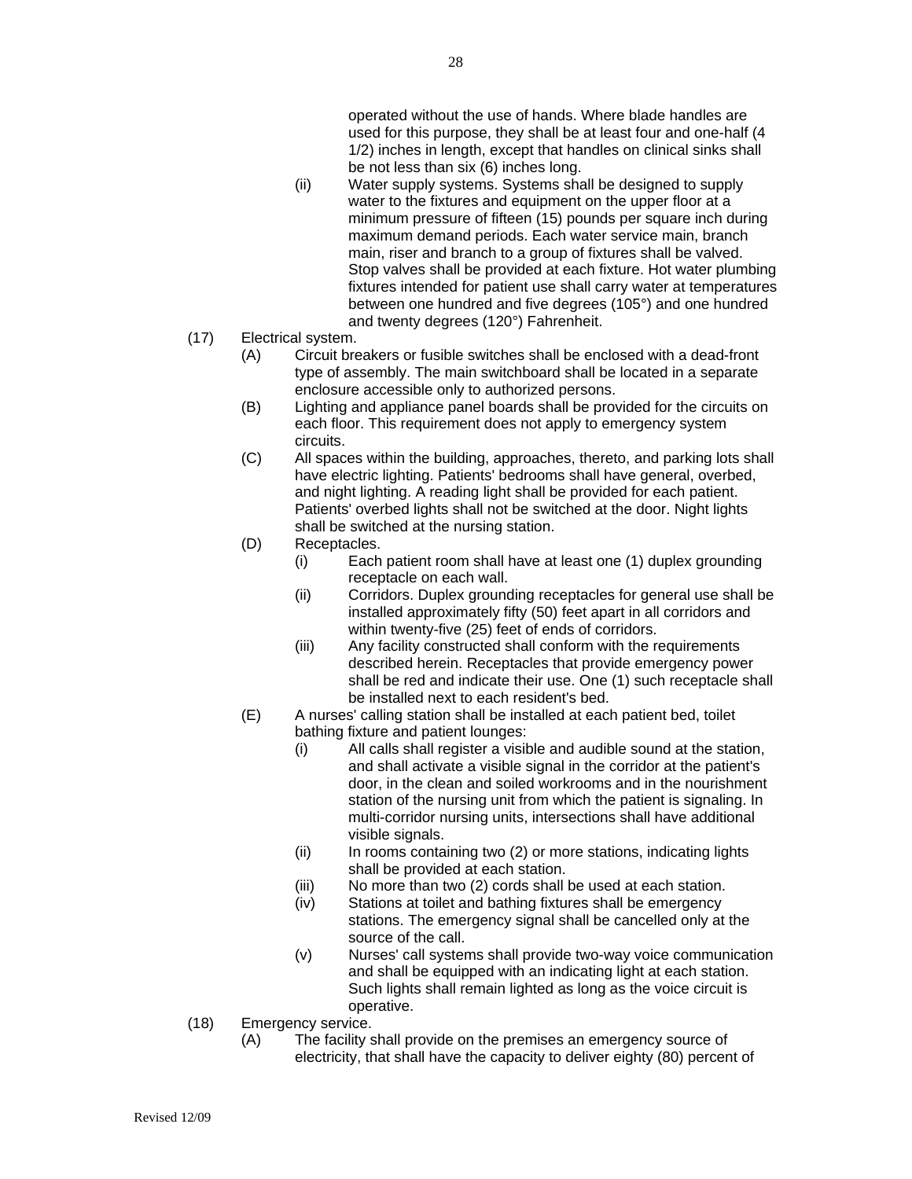operated without the use of hands. Where blade handles are used for this purpose, they shall be at least four and one-half (4 1/2) inches in length, except that handles on clinical sinks shall be not less than six (6) inches long.

(ii) Water supply systems. Systems shall be designed to supply water to the fixtures and equipment on the upper floor at a minimum pressure of fifteen (15) pounds per square inch during maximum demand periods. Each water service main, branch main, riser and branch to a group of fixtures shall be valved. Stop valves shall be provided at each fixture. Hot water plumbing fixtures intended for patient use shall carry water at temperatures between one hundred and five degrees (105°) and one hundred and twenty degrees (120°) Fahrenheit.

(17) Electrical system.

(A) Circuit breakers or fusible switches shall be enclosed with a dead-front type of assembly. The main switchboard shall be located in a separate enclosure accessible only to authorized persons.

(B) Lighting and appliance panel boards shall be provided for the circuits on each floor. This requirement does not apply to emergency system circuits.

(C) All spaces within the building, approaches, thereto, and parking lots shall have electric lighting. Patients' bedrooms shall have general, overbed, and night lighting. A reading light shall be provided for each patient. Patients' overbed lights shall not be switched at the door. Night lights shall be switched at the nursing station.

(D) Receptacles.

(i) Each patient room shall have at least one (1) duplex grounding receptacle on each wall.

(ii) Corridors. Duplex grounding receptacles for general use shall be installed approximately fifty (50) feet apart in all corridors and within twenty-five (25) feet of ends of corridors.

(iii) Any facility constructed shall conform with the requirements described herein. Receptacles that provide emergency power shall be red and indicate their use. One (1) such receptacle shall be installed next to each resident's bed.

(E) A nurses' calling station shall be installed at each patient bed, toilet bathing fixture and patient lounges:

(i) All calls shall register a visible and audible sound at the station, and shall activate a visible signal in the corridor at the patient's door, in the clean and soiled workrooms and in the nourishment station of the nursing unit from which the patient is signaling. In multi-corridor nursing units, intersections shall have additional visible signals.

(ii) In rooms containing two (2) or more stations, indicating lights shall be provided at each station.

(iii) No more than two (2) cords shall be used at each station.

(iv) Stations at toilet and bathing fixtures shall be emergency stations. The emergency signal shall be cancelled only at the source of the call.

(v) Nurses' call systems shall provide two-way voice communication and shall be equipped with an indicating light at each station. Such lights shall remain lighted as long as the voice circuit is operative.

(18) Emergency service.

(A) The facility shall provide on the premises an emergency source of electricity, that shall have the capacity to deliver eighty (80) percent of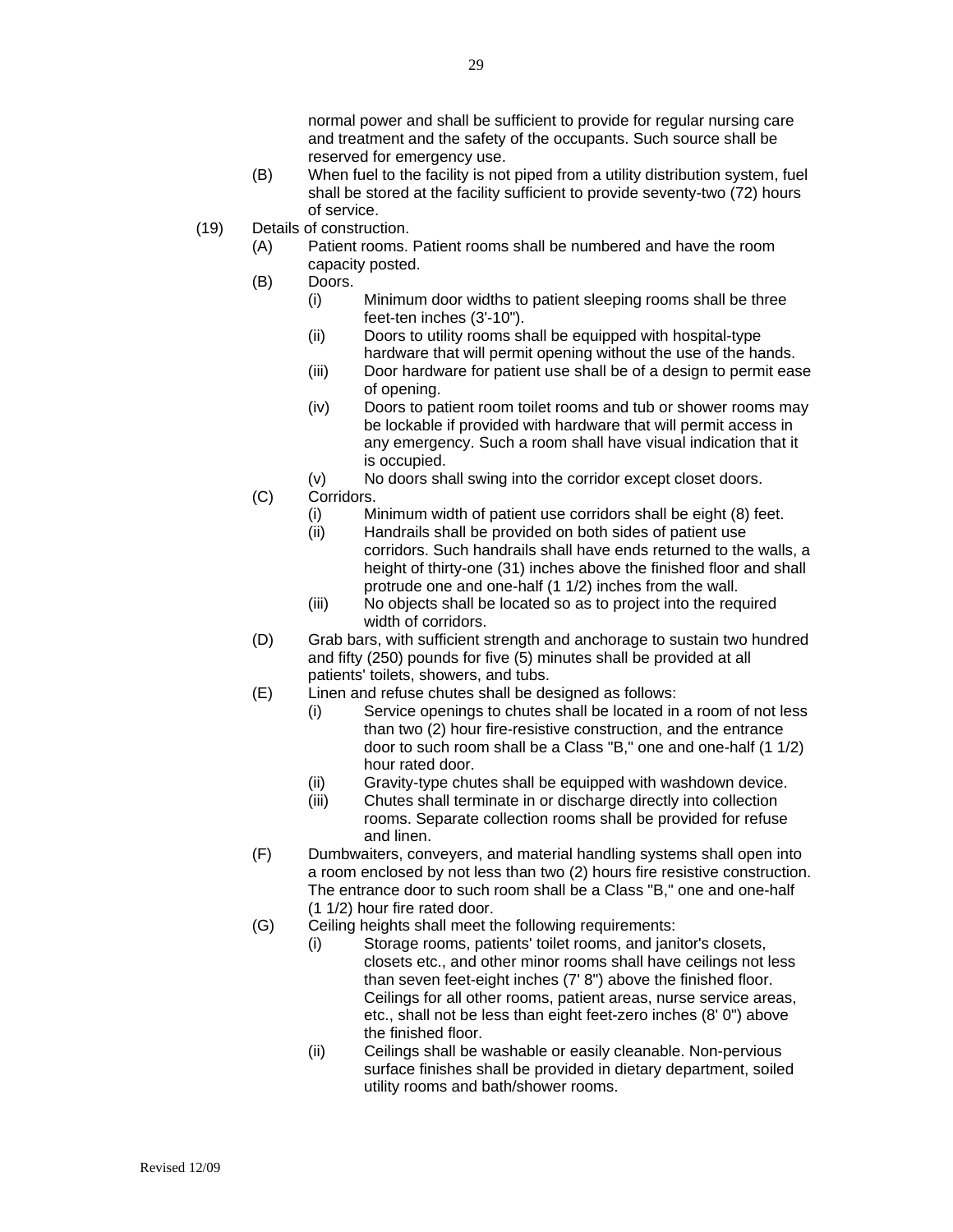normal power and shall be sufficient to provide for regular nursing care and treatment and the safety of the occupants. Such source shall be reserved for emergency use.

(B) When fuel to the facility is not piped from a utility distribution system, fuel shall be stored at the facility sufficient to provide seventy-two (72) hours of service.

(19) Details of construction.

(A) Patient rooms. Patient rooms shall be numbered and have the room capacity posted.

(B) Doors.

(i) Minimum door widths to patient sleeping rooms shall be three feet-ten inches (3'-10").

(ii) Doors to utility rooms shall be equipped with hospital-type hardware that will permit opening without the use of the hands.

(iii) Door hardware for patient use shall be of a design to permit ease of opening.

(iv) Doors to patient room toilet rooms and tub or shower rooms may be lockable if provided with hardware that will permit access in any emergency. Such a room shall have visual indication that it is occupied.

(v) No doors shall swing into the corridor except closet doors.

(C) Corridors.

(i) Minimum width of patient use corridors shall be eight (8) feet.

(ii) Handrails shall be provided on both sides of patient use corridors. Such handrails shall have ends returned to the walls, a height of thirty-one (31) inches above the finished floor and shall protrude one and one-half (1 1/2) inches from the wall.

(iii) No objects shall be located so as to project into the required width of corridors.

(D) Grab bars, with sufficient strength and anchorage to sustain two hundred and fifty (250) pounds for five (5) minutes shall be provided at all patients' toilets, showers, and tubs.

(E) Linen and refuse chutes shall be designed as follows:

(i) Service openings to chutes shall be located in a room of not less than two (2) hour fire-resistive construction, and the entrance door to such room shall be a Class "B," one and one-half (1 1/2) hour rated door.

(ii) Gravity-type chutes shall be equipped with washdown device.

(iii) Chutes shall terminate in or discharge directly into collection rooms. Separate collection rooms shall be provided for refuse and linen.

(F) Dumbwaiters, conveyers, and material handling systems shall open into a room enclosed by not less than two (2) hours fire resistive construction. The entrance door to such room shall be a Class "B," one and one-half (1 1/2) hour fire rated door.

(G) Ceiling heights shall meet the following requirements:

(i) Storage rooms, patients' toilet rooms, and janitor's closets, closets etc., and other minor rooms shall have ceilings not less than seven feet-eight inches (7' 8") above the finished floor. Ceilings for all other rooms, patient areas, nurse service areas, etc., shall not be less than eight feet-zero inches (8' 0") above the finished floor.

(ii) Ceilings shall be washable or easily cleanable. Non-pervious surface finishes shall be provided in dietary department, soiled utility rooms and bath/shower rooms.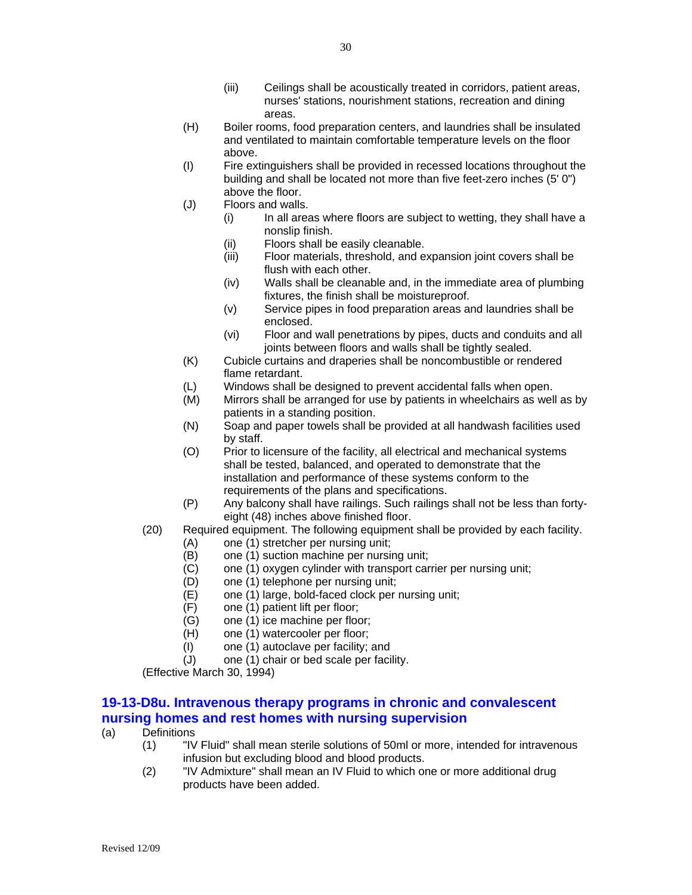(iii) Ceilings shall be acoustically treated in corridors, patient areas, nurses' stations, nourishment stations, recreation and dining areas.

(H) Boiler rooms, food preparation centers, and laundries shall be insulated and ventilated to maintain comfortable temperature levels on the floor above.

(I) Fire extinguishers shall be provided in recessed locations throughout the building and shall be located not more than five feet-zero inches (5' 0") above the floor.

(J) Floors and walls.

(i) In all areas where floors are subject to wetting, they shall have a nonslip finish.

(ii) Floors shall be easily cleanable.

(iii) Floor materials, threshold, and expansion joint covers shall be flush with each other.

(iv) Walls shall be cleanable and, in the immediate area of plumbing fixtures, the finish shall be moistureproof.

(v) Service pipes in food preparation areas and laundries shall be enclosed.

(vi) Floor and wall penetrations by pipes, ducts and conduits and all joints between floors and walls shall be tightly sealed.

(K) Cubicle curtains and draperies shall be noncombustible or rendered flame retardant.

(L) Windows shall be designed to prevent accidental falls when open.

(M) Mirrors shall be arranged for use by patients in wheelchairs as well as by patients in a standing position.

(N) Soap and paper towels shall be provided at all handwash facilities used by staff.

(O) Prior to licensure of the facility, all electrical and mechanical systems shall be tested, balanced, and operated to demonstrate that the installation and performance of these systems conform to the requirements of the plans and specifications.

(P) Any balcony shall have railings. Such railings shall not be less than forty-eight (48) inches above finished floor.

(20) Required equipment. The following equipment shall be provided by each facility.

(A) one (1) stretcher per nursing unit;

(B) one (1) suction machine per nursing unit;

(C) one (1) oxygen cylinder with transport carrier per nursing unit;

(D) one (1) telephone per nursing unit;

(E) one (1) large, bold-faced clock per nursing unit;

(F) one (1) patient lift per floor;

(G) one (1) ice machine per floor;

(H) one (1) watercooler per floor;

(I) one (1) autoclave per facility; and

(J) one (1) chair or bed scale per facility.

(Effective March 30, 1994)

## 19-13-D8u. Intravenous therapy programs in chronic and convalescent nursing homes and rest homes with nursing supervision

(a) Definitions

(1) "IV Fluid" shall mean sterile solutions of 50ml or more, intended for intravenous infusion but excluding blood and blood products.

(2) "IV Admixture" shall mean an IV Fluid to which one or more additional drug products have been added.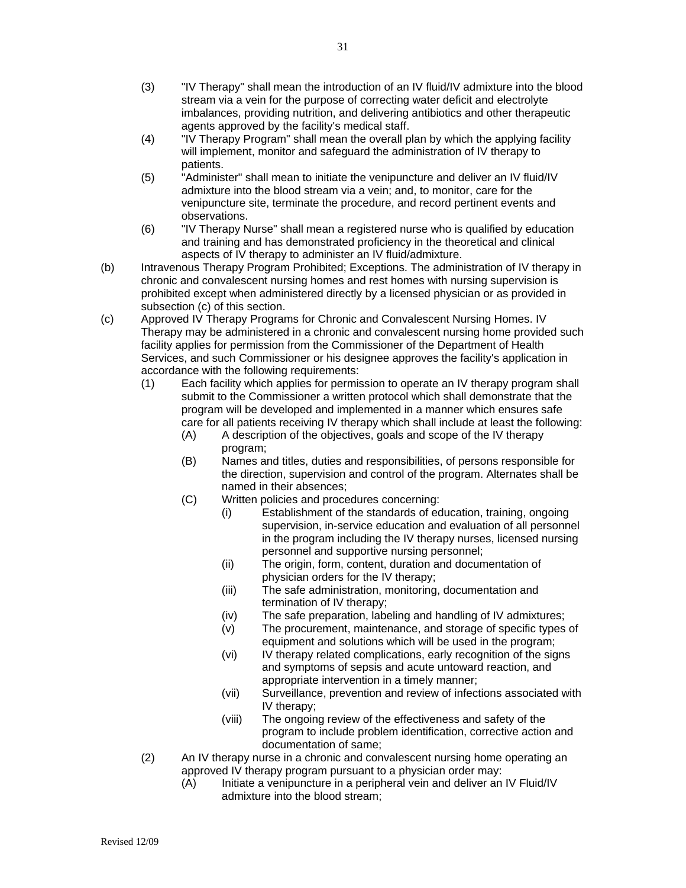(3) "IV Therapy" shall mean the introduction of an IV fluid/IV admixture into the blood stream via a vein for the purpose of correcting water deficit and electrolyte imbalances, providing nutrition, and delivering antibiotics and other therapeutic agents approved by the facility's medical staff.

(4) "IV Therapy Program" shall mean the overall plan by which the applying facility will implement, monitor and safeguard the administration of IV therapy to patients.

(5) "Administer" shall mean to initiate the venipuncture and deliver an IV fluid/IV admixture into the blood stream via a vein; and, to monitor, care for the venipuncture site, terminate the procedure, and record pertinent events and observations.

(6) "IV Therapy Nurse" shall mean a registered nurse who is qualified by education and training and has demonstrated proficiency in the theoretical and clinical aspects of IV therapy to administer an IV fluid/admixture.

(b) Intravenous Therapy Program Prohibited; Exceptions. The administration of IV therapy in chronic and convalescent nursing homes and rest homes with nursing supervision is prohibited except when administered directly by a licensed physician or as provided in subsection (c) of this section.

(c) Approved IV Therapy Programs for Chronic and Convalescent Nursing Homes. IV Therapy may be administered in a chronic and convalescent nursing home provided such facility applies for permission from the Commissioner of the Department of Health Services, and such Commissioner or his designee approves the facility's application in accordance with the following requirements:

(1) Each facility which applies for permission to operate an IV therapy program shall submit to the Commissioner a written protocol which shall demonstrate that the program will be developed and implemented in a manner which ensures safe care for all patients receiving IV therapy which shall include at least the following:

(A) A description of the objectives, goals and scope of the IV therapy program;

(B) Names and titles, duties and responsibilities, of persons responsible for the direction, supervision and control of the program. Alternates shall be named in their absences;

(C) Written policies and procedures concerning:

(i) Establishment of the standards of education, training, ongoing supervision, in-service education and evaluation of all personnel in the program including the IV therapy nurses, licensed nursing personnel and supportive nursing personnel;

(ii) The origin, form, content, duration and documentation of physician orders for the IV therapy;

(iii) The safe administration, monitoring, documentation and termination of IV therapy;

(iv) The safe preparation, labeling and handling of IV admixtures;

(v) The procurement, maintenance, and storage of specific types of equipment and solutions which will be used in the program;

(vi) IV therapy related complications, early recognition of the signs and symptoms of sepsis and acute untoward reaction, and appropriate intervention in a timely manner;

(vii) Surveillance, prevention and review of infections associated with IV therapy;

(viii) The ongoing review of the effectiveness and safety of the program to include problem identification, corrective action and documentation of same;

(2) An IV therapy nurse in a chronic and convalescent nursing home operating an approved IV therapy program pursuant to a physician order may:

(A) Initiate a venipuncture in a peripheral vein and deliver an IV Fluid/IV admixture into the blood stream;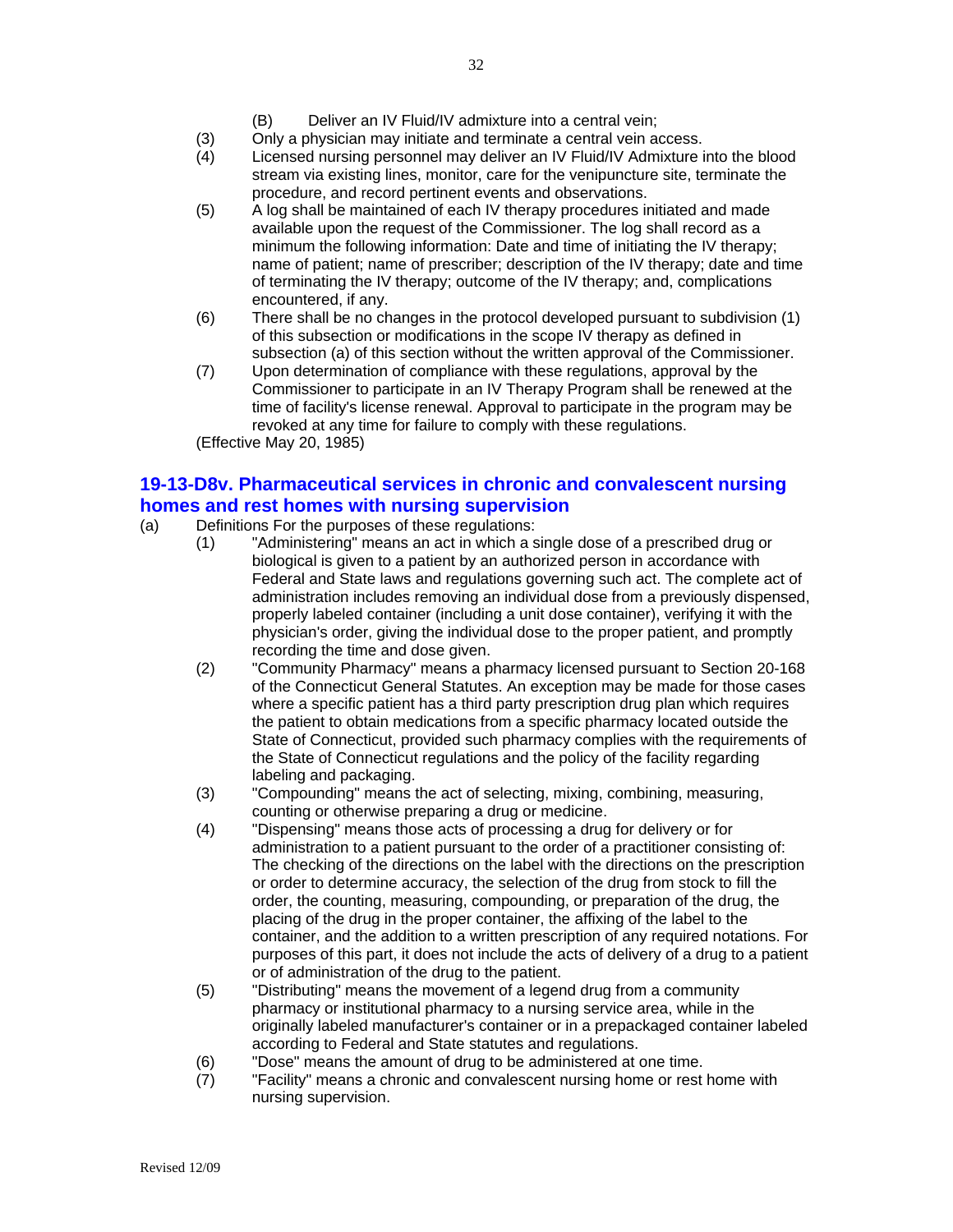(B) Deliver an IV Fluid/IV admixture into a central vein;

(3) Only a physician may initiate and terminate a central vein access.

(4) Licensed nursing personnel may deliver an IV Fluid/IV Admixture into the blood stream via existing lines, monitor, care for the venipuncture site, terminate the procedure, and record pertinent events and observations.

(5) A log shall be maintained of each IV therapy procedures initiated and made available upon the request of the Commissioner. The log shall record as a minimum the following information: Date and time of initiating the IV therapy; name of patient; name of prescriber; description of the IV therapy; date and time of terminating the IV therapy; outcome of the IV therapy; and, complications encountered, if any.

(6) There shall be no changes in the protocol developed pursuant to subdivision (1) of this subsection or modifications in the scope IV therapy as defined in subsection (a) of this section without the written approval of the Commissioner.

(7) Upon determination of compliance with these regulations, approval by the Commissioner to participate in an IV Therapy Program shall be renewed at the time of facility's license renewal. Approval to participate in the program may be revoked at any time for failure to comply with these regulations.

(Effective May 20, 1985)

## 19-13-D8v. Pharmaceutical services in chronic and convalescent nursing homes and rest homes with nursing supervision

(a) Definitions For the purposes of these regulations:

(1) "Administering" means an act in which a single dose of a prescribed drug or biological is given to a patient by an authorized person in accordance with Federal and State laws and regulations governing such act. The complete act of administration includes removing an individual dose from a previously dispensed, properly labeled container (including a unit dose container), verifying it with the physician's order, giving the individual dose to the proper patient, and promptly recording the time and dose given.

(2) "Community Pharmacy" means a pharmacy licensed pursuant to Section 20-168 of the Connecticut General Statutes. An exception may be made for those cases where a specific patient has a third party prescription drug plan which requires the patient to obtain medications from a specific pharmacy located outside the State of Connecticut, provided such pharmacy complies with the requirements of the State of Connecticut regulations and the policy of the facility regarding labeling and packaging.

(3) "Compounding" means the act of selecting, mixing, combining, measuring, counting or otherwise preparing a drug or medicine.

(4) "Dispensing" means those acts of processing a drug for delivery or for administration to a patient pursuant to the order of a practitioner consisting of: The checking of the directions on the label with the directions on the prescription or order to determine accuracy, the selection of the drug from stock to fill the order, the counting, measuring, compounding, or preparation of the drug, the placing of the drug in the proper container, the affixing of the label to the container, and the addition to a written prescription of any required notations. For purposes of this part, it does not include the acts of delivery of a drug to a patient or of administration of the drug to the patient.

(5) "Distributing" means the movement of a legend drug from a community pharmacy or institutional pharmacy to a nursing service area, while in the originally labeled manufacturer's container or in a prepackaged container labeled according to Federal and State statutes and regulations.

(6) "Dose" means the amount of drug to be administered at one time.

(7) "Facility" means a chronic and convalescent nursing home or rest home with nursing supervision.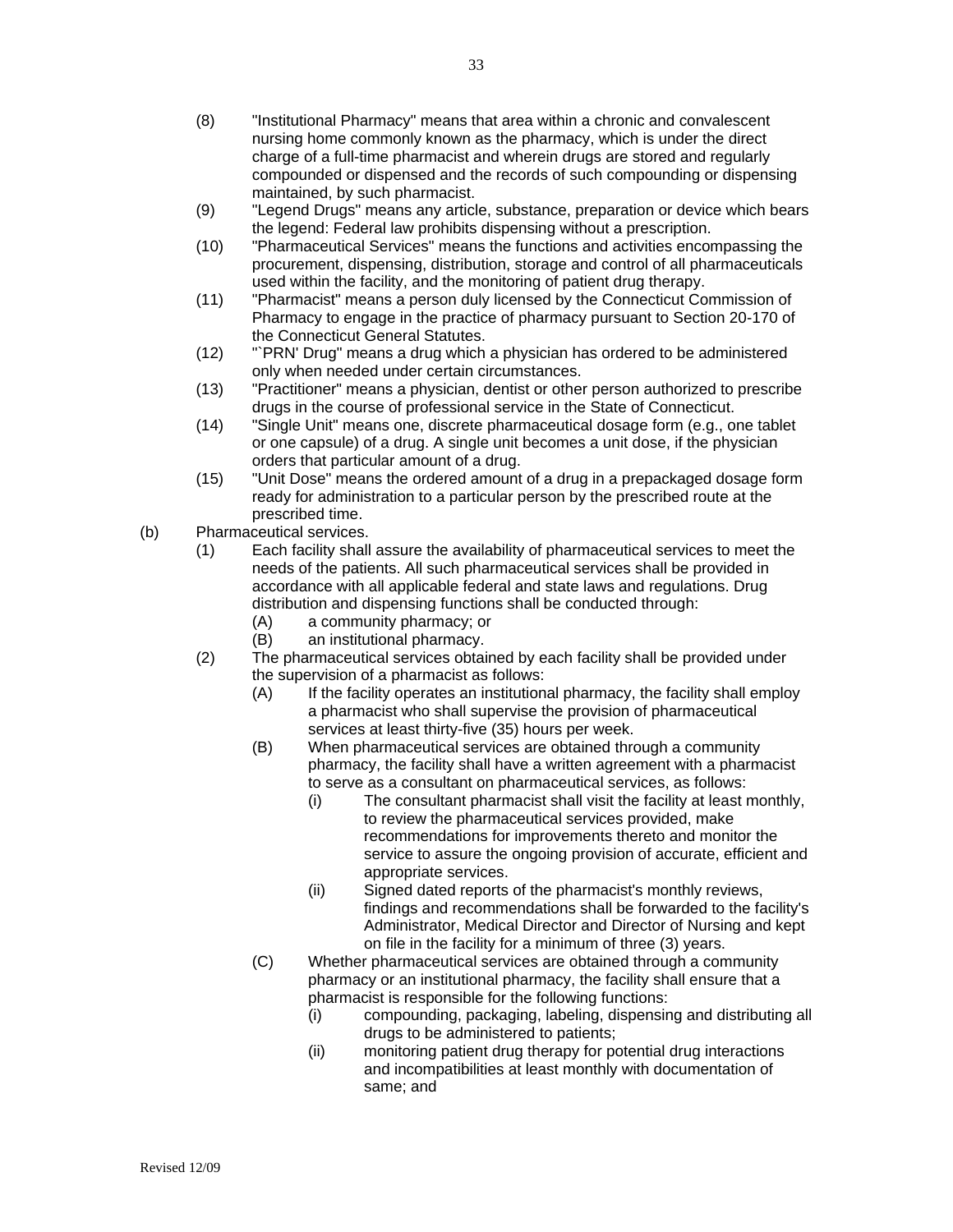(8) "Institutional Pharmacy" means that area within a chronic and convalescent nursing home commonly known as the pharmacy, which is under the direct charge of a full-time pharmacist and wherein drugs are stored and regularly compounded or dispensed and the records of such compounding or dispensing maintained, by such pharmacist.

(9) "Legend Drugs" means any article, substance, preparation or device which bears the legend: Federal law prohibits dispensing without a prescription.

(10) "Pharmaceutical Services" means the functions and activities encompassing the procurement, dispensing, distribution, storage and control of all pharmaceuticals used within the facility, and the monitoring of patient drug therapy.

(11) "Pharmacist" means a person duly licensed by the Connecticut Commission of Pharmacy to engage in the practice of pharmacy pursuant to Section 20-170 of the Connecticut General Statutes.

(12) "`PRN' Drug" means a drug which a physician has ordered to be administered only when needed under certain circumstances.

(13) "Practitioner" means a physician, dentist or other person authorized to prescribe drugs in the course of professional service in the State of Connecticut.

(14) "Single Unit" means one, discrete pharmaceutical dosage form (e.g., one tablet or one capsule) of a drug. A single unit becomes a unit dose, if the physician orders that particular amount of a drug.

(15) "Unit Dose" means the ordered amount of a drug in a prepackaged dosage form ready for administration to a particular person by the prescribed route at the prescribed time.

(b) Pharmaceutical services.

(1) Each facility shall assure the availability of pharmaceutical services to meet the needs of the patients. All such pharmaceutical services shall be provided in accordance with all applicable federal and state laws and regulations. Drug distribution and dispensing functions shall be conducted through:

(A) a community pharmacy; or

(B) an institutional pharmacy.

(2) The pharmaceutical services obtained by each facility shall be provided under the supervision of a pharmacist as follows:

(A) If the facility operates an institutional pharmacy, the facility shall employ a pharmacist who shall supervise the provision of pharmaceutical services at least thirty-five (35) hours per week.

(B) When pharmaceutical services are obtained through a community pharmacy, the facility shall have a written agreement with a pharmacist to serve as a consultant on pharmaceutical services, as follows:

(i) The consultant pharmacist shall visit the facility at least monthly, to review the pharmaceutical services provided, make recommendations for improvements thereto and monitor the service to assure the ongoing provision of accurate, efficient and appropriate services.

(ii) Signed dated reports of the pharmacist's monthly reviews, findings and recommendations shall be forwarded to the facility's Administrator, Medical Director and Director of Nursing and kept on file in the facility for a minimum of three (3) years.

(C) Whether pharmaceutical services are obtained through a community pharmacy or an institutional pharmacy, the facility shall ensure that a pharmacist is responsible for the following functions:

(i) compounding, packaging, labeling, dispensing and distributing all drugs to be administered to patients;

(ii) monitoring patient drug therapy for potential drug interactions and incompatibilities at least monthly with documentation of same; and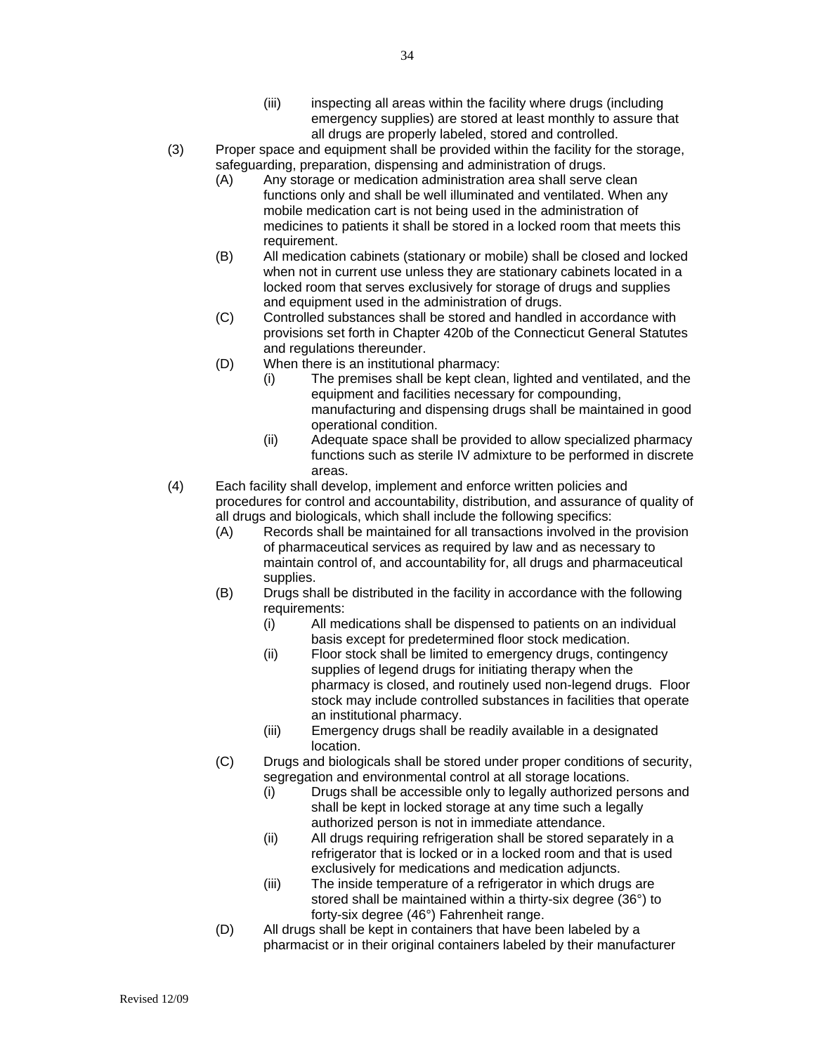(iii) inspecting all areas within the facility where drugs (including emergency supplies) are stored at least monthly to assure that all drugs are properly labeled, stored and controlled.

(3) Proper space and equipment shall be provided within the facility for the storage, safeguarding, preparation, dispensing and administration of drugs.

(A) Any storage or medication administration area shall serve clean functions only and shall be well illuminated and ventilated. When any mobile medication cart is not being used in the administration of medicines to patients it shall be stored in a locked room that meets this requirement.

(B) All medication cabinets (stationary or mobile) shall be closed and locked when not in current use unless they are stationary cabinets located in a locked room that serves exclusively for storage of drugs and supplies and equipment used in the administration of drugs.

(C) Controlled substances shall be stored and handled in accordance with provisions set forth in Chapter 420b of the Connecticut General Statutes and regulations thereunder.

(D) When there is an institutional pharmacy:

(i) The premises shall be kept clean, lighted and ventilated, and the equipment and facilities necessary for compounding, manufacturing and dispensing drugs shall be maintained in good operational condition.

(ii) Adequate space shall be provided to allow specialized pharmacy functions such as sterile IV admixture to be performed in discrete areas.

(4) Each facility shall develop, implement and enforce written policies and procedures for control and accountability, distribution, and assurance of quality of all drugs and biologicals, which shall include the following specifics:

(A) Records shall be maintained for all transactions involved in the provision of pharmaceutical services as required by law and as necessary to maintain control of, and accountability for, all drugs and pharmaceutical supplies.

(B) Drugs shall be distributed in the facility in accordance with the following requirements:

(i) All medications shall be dispensed to patients on an individual basis except for predetermined floor stock medication.

(ii) Floor stock shall be limited to emergency drugs, contingency supplies of legend drugs for initiating therapy when the pharmacy is closed, and routinely used non-legend drugs. Floor stock may include controlled substances in facilities that operate an institutional pharmacy.

(iii) Emergency drugs shall be readily available in a designated location.

(C) Drugs and biologicals shall be stored under proper conditions of security, segregation and environmental control at all storage locations.

(i) Drugs shall be accessible only to legally authorized persons and shall be kept in locked storage at any time such a legally authorized person is not in immediate attendance.

(ii) All drugs requiring refrigeration shall be stored separately in a refrigerator that is locked or in a locked room and that is used exclusively for medications and medication adjuncts.

(iii) The inside temperature of a refrigerator in which drugs are stored shall be maintained within a thirty-six degree (36°) to forty-six degree (46°) Fahrenheit range.

(D) All drugs shall be kept in containers that have been labeled by a pharmacist or in their original containers labeled by their manufacturer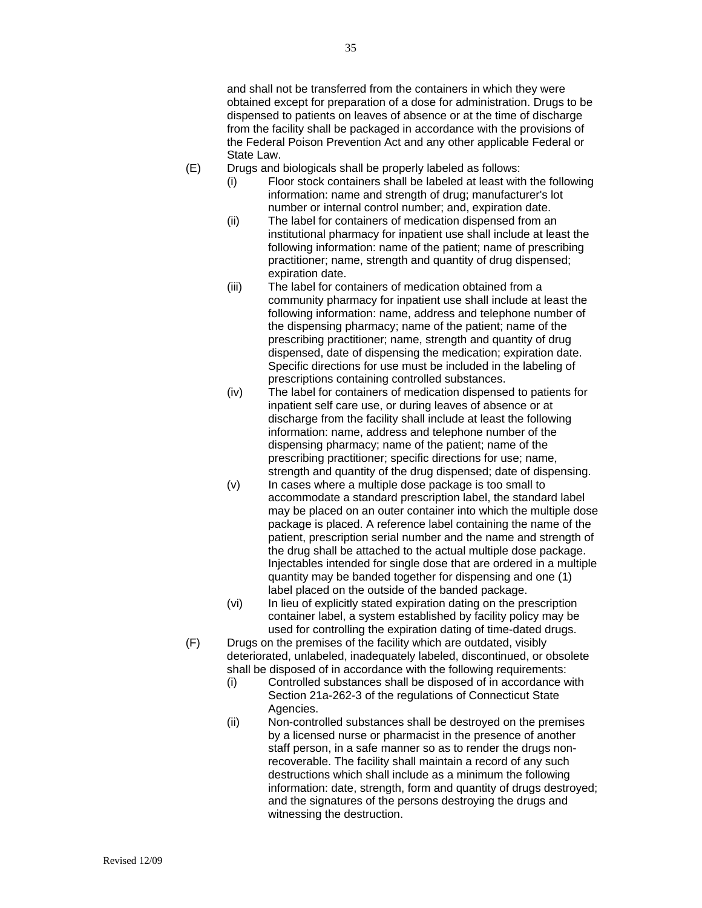and shall not be transferred from the containers in which they were obtained except for preparation of a dose for administration. Drugs to be dispensed to patients on leaves of absence or at the time of discharge from the facility shall be packaged in accordance with the provisions of the Federal Poison Prevention Act and any other applicable Federal or State Law.

(E) Drugs and biologicals shall be properly labeled as follows:

- (i) Floor stock containers shall be labeled at least with the following information: name and strength of drug; manufacturer's lot number or internal control number; and, expiration date.
- (ii) The label for containers of medication dispensed from an institutional pharmacy for inpatient use shall include at least the following information: name of the patient; name of prescribing practitioner; name, strength and quantity of drug dispensed; expiration date.
- (iii) The label for containers of medication obtained from a community pharmacy for inpatient use shall include at least the following information: name, address and telephone number of the dispensing pharmacy; name of the patient; name of the prescribing practitioner; name, strength and quantity of drug dispensed, date of dispensing the medication; expiration date. Specific directions for use must be included in the labeling of prescriptions containing controlled substances.
- (iv) The label for containers of medication dispensed to patients for inpatient self care use, or during leaves of absence or at discharge from the facility shall include at least the following information: name, address and telephone number of the dispensing pharmacy; name of the patient; name of the prescribing practitioner; specific directions for use; name, strength and quantity of the drug dispensed; date of dispensing.
- (v) In cases where a multiple dose package is too small to accommodate a standard prescription label, the standard label may be placed on an outer container into which the multiple dose package is placed. A reference label containing the name of the patient, prescription serial number and the name and strength of the drug shall be attached to the actual multiple dose package. Injectables intended for single dose that are ordered in a multiple quantity may be banded together for dispensing and one (1) label placed on the outside of the banded package.
- (vi) In lieu of explicitly stated expiration dating on the prescription container label, a system established by facility policy may be used for controlling the expiration dating of time-dated drugs.

(F) Drugs on the premises of the facility which are outdated, visibly deteriorated, unlabeled, inadequately labeled, discontinued, or obsolete shall be disposed of in accordance with the following requirements:

- (i) Controlled substances shall be disposed of in accordance with Section 21a-262-3 of the regulations of Connecticut State Agencies.
- (ii) Non-controlled substances shall be destroyed on the premises by a licensed nurse or pharmacist in the presence of another staff person, in a safe manner so as to render the drugs non-recoverable. The facility shall maintain a record of any such destructions which shall include as a minimum the following information: date, strength, form and quantity of drugs destroyed; and the signatures of the persons destroying the drugs and witnessing the destruction.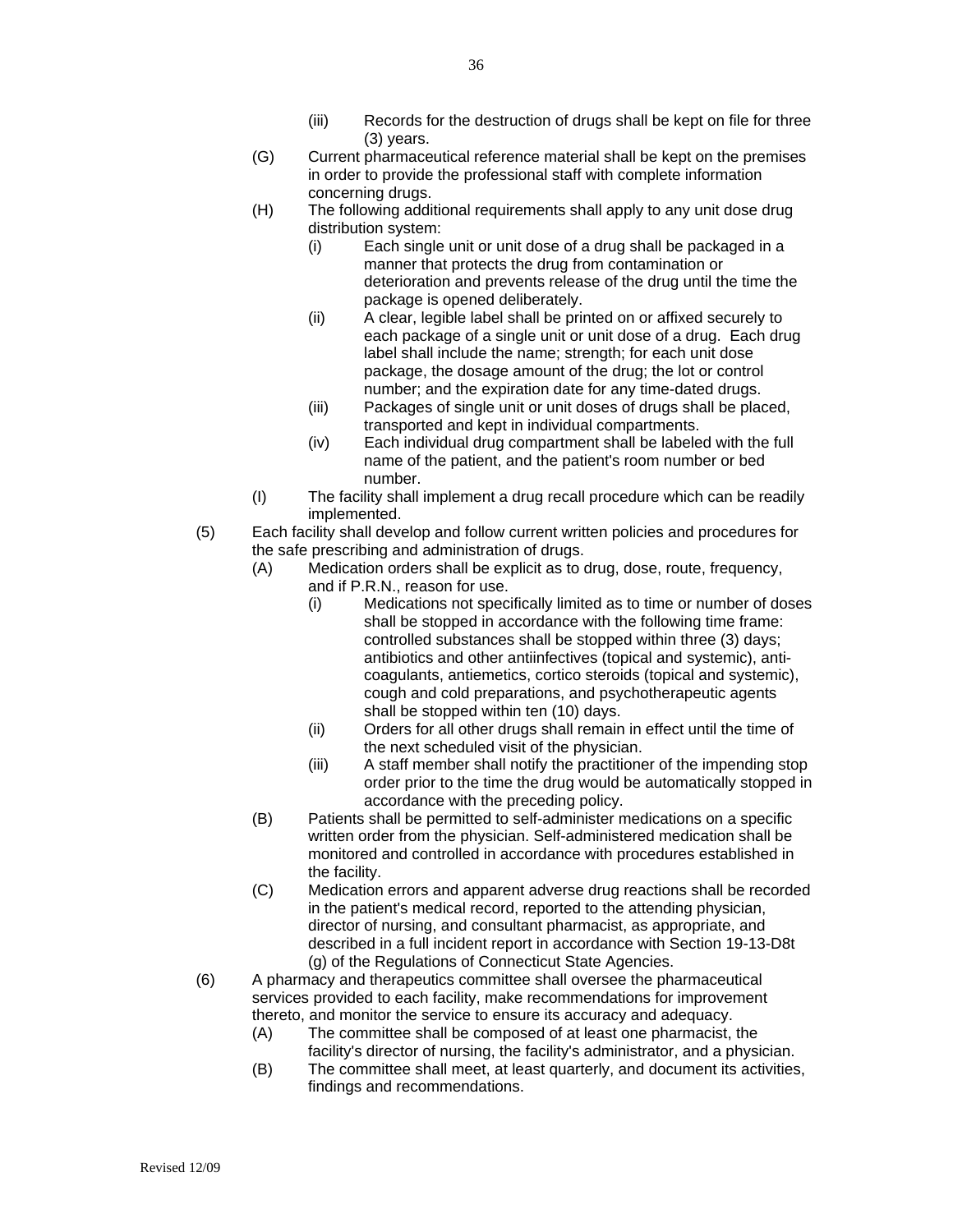(iii) Records for the destruction of drugs shall be kept on file for three (3) years.

(G) Current pharmaceutical reference material shall be kept on the premises in order to provide the professional staff with complete information concerning drugs.

(H) The following additional requirements shall apply to any unit dose drug distribution system:

(i) Each single unit or unit dose of a drug shall be packaged in a manner that protects the drug from contamination or deterioration and prevents release of the drug until the time the package is opened deliberately.

(ii) A clear, legible label shall be printed on or affixed securely to each package of a single unit or unit dose of a drug. Each drug label shall include the name; strength; for each unit dose package, the dosage amount of the drug; the lot or control number; and the expiration date for any time-dated drugs.

(iii) Packages of single unit or unit doses of drugs shall be placed, transported and kept in individual compartments.

(iv) Each individual drug compartment shall be labeled with the full name of the patient, and the patient's room number or bed number.

(I) The facility shall implement a drug recall procedure which can be readily implemented.

(5) Each facility shall develop and follow current written policies and procedures for the safe prescribing and administration of drugs.

(A) Medication orders shall be explicit as to drug, dose, route, frequency, and if P.R.N., reason for use.

(i) Medications not specifically limited as to time or number of doses shall be stopped in accordance with the following time frame: controlled substances shall be stopped within three (3) days; antibiotics and other antiinfectives (topical and systemic), anti-coagulants, antiemetics, cortico steroids (topical and systemic), cough and cold preparations, and psychotherapeutic agents shall be stopped within ten (10) days.

(ii) Orders for all other drugs shall remain in effect until the time of the next scheduled visit of the physician.

(iii) A staff member shall notify the practitioner of the impending stop order prior to the time the drug would be automatically stopped in accordance with the preceding policy.

(B) Patients shall be permitted to self-administer medications on a specific written order from the physician. Self-administered medication shall be monitored and controlled in accordance with procedures established in the facility.

(C) Medication errors and apparent adverse drug reactions shall be recorded in the patient's medical record, reported to the attending physician, director of nursing, and consultant pharmacist, as appropriate, and described in a full incident report in accordance with Section 19-13-D8t (g) of the Regulations of Connecticut State Agencies.

(6) A pharmacy and therapeutics committee shall oversee the pharmaceutical services provided to each facility, make recommendations for improvement thereto, and monitor the service to ensure its accuracy and adequacy.

(A) The committee shall be composed of at least one pharmacist, the facility's director of nursing, the facility's administrator, and a physician.

(B) The committee shall meet, at least quarterly, and document its activities, findings and recommendations.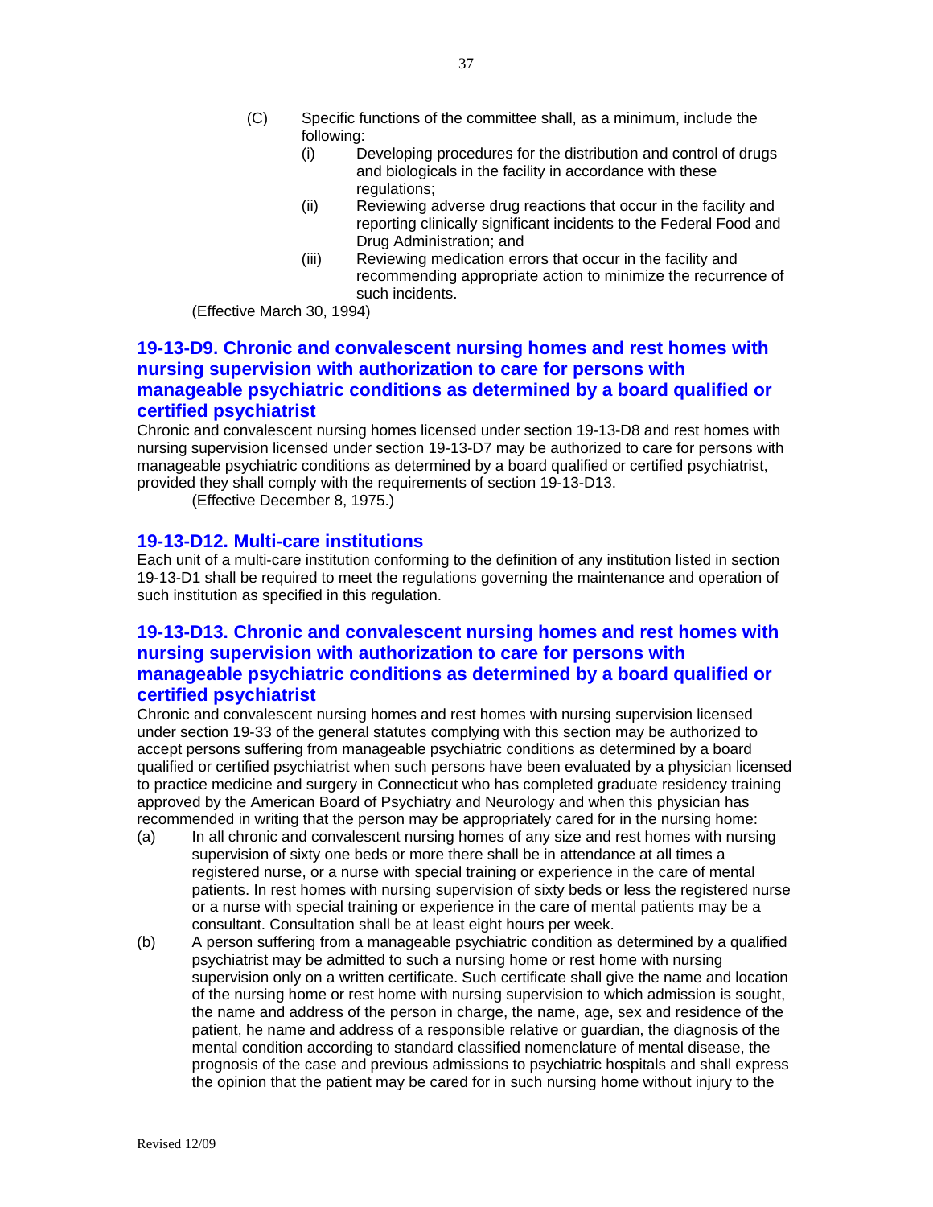(C) Specific functions of the committee shall, as a minimum, include the following:

   (i) Developing procedures for the distribution and control of drugs and biologicals in the facility in accordance with these regulations;

   (ii) Reviewing adverse drug reactions that occur in the facility and reporting clinically significant incidents to the Federal Food and Drug Administration; and

   (iii) Reviewing medication errors that occur in the facility and recommending appropriate action to minimize the recurrence of such incidents.

(Effective March 30, 1994)

## 19-13-D9. Chronic and convalescent nursing homes and rest homes with nursing supervision with authorization to care for persons with manageable psychiatric conditions as determined by a board qualified or certified psychiatrist

Chronic and convalescent nursing homes licensed under section 19-13-D8 and rest homes with nursing supervision licensed under section 19-13-D7 may be authorized to care for persons with manageable psychiatric conditions as determined by a board qualified or certified psychiatrist, provided they shall comply with the requirements of section 19-13-D13.

(Effective December 8, 1975.)

## 19-13-D12. Multi-care institutions

Each unit of a multi-care institution conforming to the definition of any institution listed in section 19-13-D1 shall be required to meet the regulations governing the maintenance and operation of such institution as specified in this regulation.

## 19-13-D13. Chronic and convalescent nursing homes and rest homes with nursing supervision with authorization to care for persons with manageable psychiatric conditions as determined by a board qualified or certified psychiatrist

Chronic and convalescent nursing homes and rest homes with nursing supervision licensed under section 19-33 of the general statutes complying with this section may be authorized to accept persons suffering from manageable psychiatric conditions as determined by a board qualified or certified psychiatrist when such persons have been evaluated by a physician licensed to practice medicine and surgery in Connecticut who has completed graduate residency training approved by the American Board of Psychiatry and Neurology and when this physician has recommended in writing that the person may be appropriately cared for in the nursing home:

(a) In all chronic and convalescent nursing homes of any size and rest homes with nursing supervision of sixty one beds or more there shall be in attendance at all times a registered nurse, or a nurse with special training or experience in the care of mental patients. In rest homes with nursing supervision of sixty beds or less the registered nurse or a nurse with special training or experience in the care of mental patients may be a consultant. Consultation shall be at least eight hours per week.

(b) A person suffering from a manageable psychiatric condition as determined by a qualified psychiatrist may be admitted to such a nursing home or rest home with nursing supervision only on a written certificate. Such certificate shall give the name and location of the nursing home or rest home with nursing supervision to which admission is sought, the name and address of the person in charge, the name, age, sex and residence of the patient, he name and address of a responsible relative or guardian, the diagnosis of the mental condition according to standard classified nomenclature of mental disease, the prognosis of the case and previous admissions to psychiatric hospitals and shall express the opinion that the patient may be cared for in such nursing home without injury to the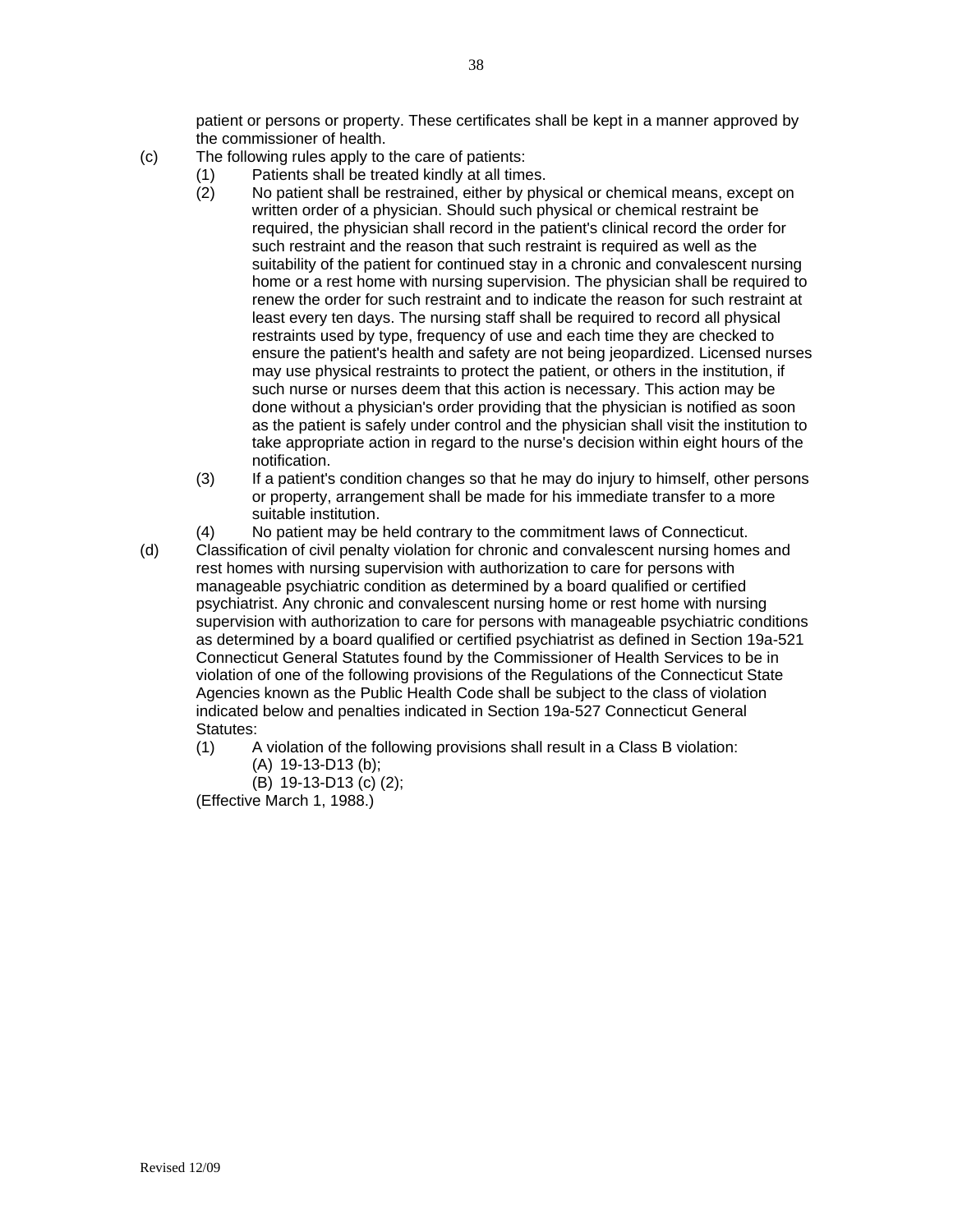patient or persons or property. These certificates shall be kept in a manner approved by the commissioner of health.

(c) The following rules apply to the care of patients:

(1) Patients shall be treated kindly at all times.

(2) No patient shall be restrained, either by physical or chemical means, except on written order of a physician. Should such physical or chemical restraint be required, the physician shall record in the patient's clinical record the order for such restraint and the reason that such restraint is required as well as the suitability of the patient for continued stay in a chronic and convalescent nursing home or a rest home with nursing supervision. The physician shall be required to renew the order for such restraint and to indicate the reason for such restraint at least every ten days. The nursing staff shall be required to record all physical restraints used by type, frequency of use and each time they are checked to ensure the patient's health and safety are not being jeopardized. Licensed nurses may use physical restraints to protect the patient, or others in the institution, if such nurse or nurses deem that this action is necessary. This action may be done without a physician's order providing that the physician is notified as soon as the patient is safely under control and the physician shall visit the institution to take appropriate action in regard to the nurse's decision within eight hours of the notification.

(3) If a patient's condition changes so that he may do injury to himself, other persons or property, arrangement shall be made for his immediate transfer to a more suitable institution.

(4) No patient may be held contrary to the commitment laws of Connecticut.

(d) Classification of civil penalty violation for chronic and convalescent nursing homes and rest homes with nursing supervision with authorization to care for persons with manageable psychiatric condition as determined by a board qualified or certified psychiatrist. Any chronic and convalescent nursing home or rest home with nursing supervision with authorization to care for persons with manageable psychiatric conditions as determined by a board qualified or certified psychiatrist as defined in Section 19a-521 Connecticut General Statutes found by the Commissioner of Health Services to be in violation of one of the following provisions of the Regulations of the Connecticut State Agencies known as the Public Health Code shall be subject to the class of violation indicated below and penalties indicated in Section 19a-527 Connecticut General Statutes:

(1) A violation of the following provisions shall result in a Class B violation:

(A) 19-13-D13 (b);

(B) 19-13-D13 (c) (2);

(Effective March 1, 1988.)